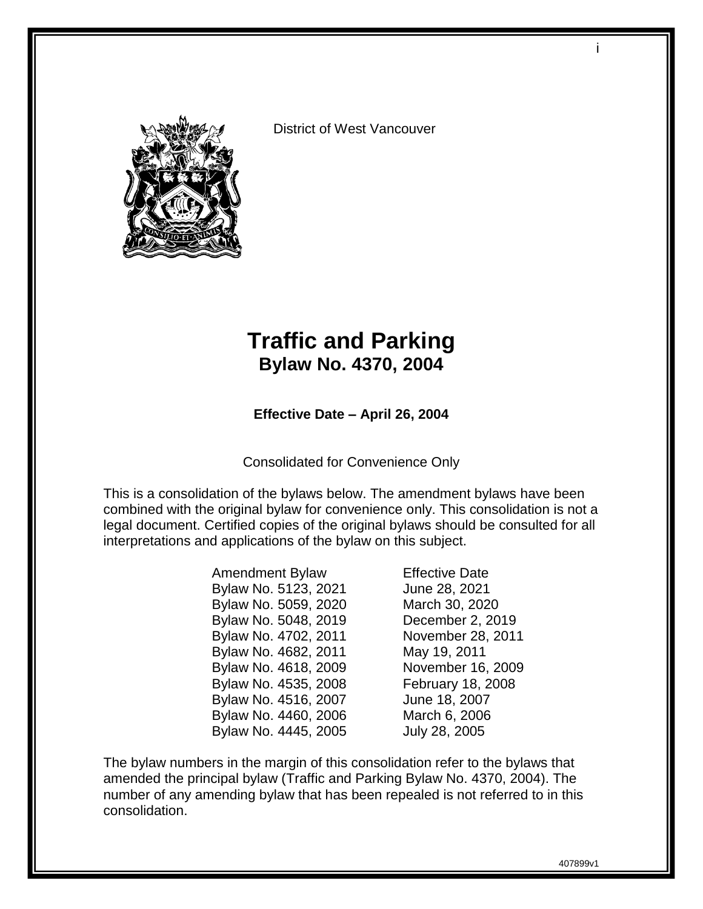District of West Vancouver

# Traffic and Parking
## Bylaw No. 4370, 2004

**Effective Date – April 26, 2004**

Consolidated for Convenience Only

This is a consolidation of the bylaws below. The amendment bylaws have been combined with the original bylaw for convenience only. This consolidation is not a legal document. Certified copies of the original bylaws should be consulted for all interpretations and applications of the bylaw on this subject.

| Amendment Bylaw | Effective Date |
|---|---|
| Bylaw No. 5123, 2021 | June 28, 2021 |
| Bylaw No. 5059, 2020 | March 30, 2020 |
| Bylaw No. 5048, 2019 | December 2, 2019 |
| Bylaw No. 4702, 2011 | November 28, 2011 |
| Bylaw No. 4682, 2011 | May 19, 2011 |
| Bylaw No. 4618, 2009 | November 16, 2009 |
| Bylaw No. 4535, 2008 | February 18, 2008 |
| Bylaw No. 4516, 2007 | June 18, 2007 |
| Bylaw No. 4460, 2006 | March 6, 2006 |
| Bylaw No. 4445, 2005 | July 28, 2005 |

The bylaw numbers in the margin of this consolidation refer to the bylaws that amended the principal bylaw (Traffic and Parking Bylaw No. 4370, 2004). The number of any amending bylaw that has been repealed is not referred to in this consolidation.

407899v1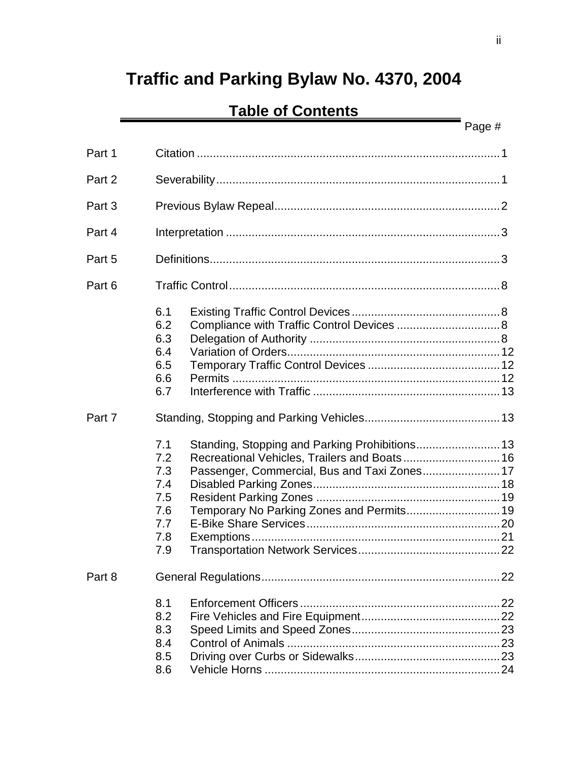# Traffic and Parking Bylaw No. 4370, 2004

## Table of Contents

| | | | Page # |
|---|---|---|---|
| Part 1 | Citation | | 1 |
| Part 2 | Severability | | 1 |
| Part 3 | Previous Bylaw Repeal | | 2 |
| Part 4 | Interpretation | | 3 |
| Part 5 | Definitions | | 3 |
| Part 6 | Traffic Control | | 8 |
| | 6.1 | Existing Traffic Control Devices | 8 |
| | 6.2 | Compliance with Traffic Control Devices | 8 |
| | 6.3 | Delegation of Authority | 8 |
| | 6.4 | Variation of Orders | 12 |
| | 6.5 | Temporary Traffic Control Devices | 12 |
| | 6.6 | Permits | 12 |
| | 6.7 | Interference with Traffic | 13 |
| Part 7 | Standing, Stopping and Parking Vehicles | | 13 |
| | 7.1 | Standing, Stopping and Parking Prohibitions | 13 |
| | 7.2 | Recreational Vehicles, Trailers and Boats | 16 |
| | 7.3 | Passenger, Commercial, Bus and Taxi Zones | 17 |
| | 7.4 | Disabled Parking Zones | 18 |
| | 7.5 | Resident Parking Zones | 19 |
| | 7.6 | Temporary No Parking Zones and Permits | 19 |
| | 7.7 | E-Bike Share Services | 20 |
| | 7.8 | Exemptions | 21 |
| | 7.9 | Transportation Network Services | 22 |
| Part 8 | General Regulations | | 22 |
| | 8.1 | Enforcement Officers | 22 |
| | 8.2 | Fire Vehicles and Fire Equipment | 22 |
| | 8.3 | Speed Limits and Speed Zones | 23 |
| | 8.4 | Control of Animals | 23 |
| | 8.5 | Driving over Curbs or Sidewalks | 23 |
| | 8.6 | Vehicle Horns | 24 |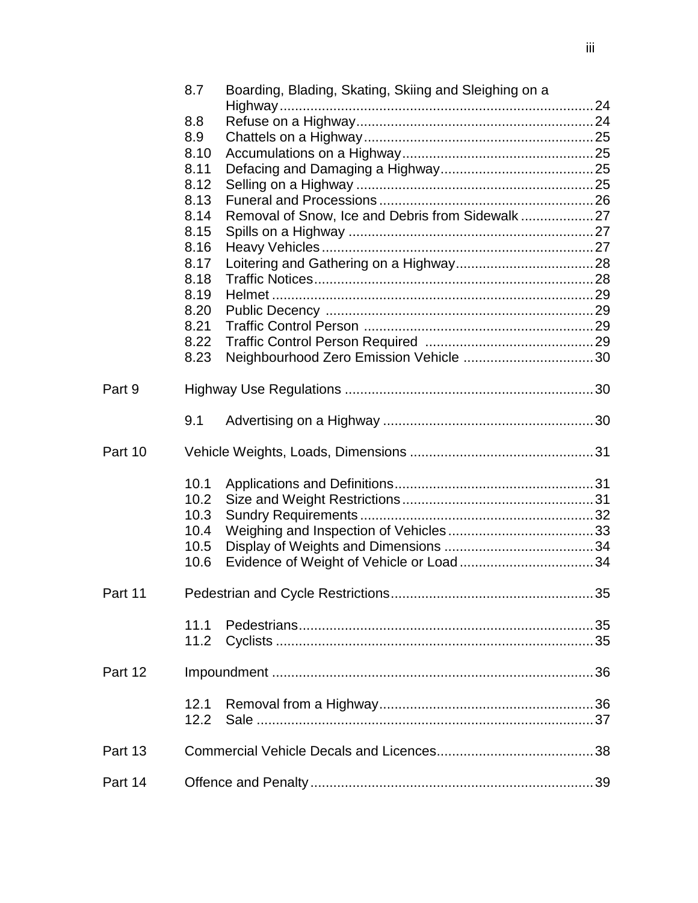| | | | |
|---|---|---|---|
| | 8.7 | Boarding, Blading, Skating, Skiing and Sleighing on a Highway | 24 |
| | 8.8 | Refuse on a Highway | 24 |
| | 8.9 | Chattels on a Highway | 25 |
| | 8.10 | Accumulations on a Highway | 25 |
| | 8.11 | Defacing and Damaging a Highway | 25 |
| | 8.12 | Selling on a Highway | 25 |
| | 8.13 | Funeral and Processions | 26 |
| | 8.14 | Removal of Snow, Ice and Debris from Sidewalk | 27 |
| | 8.15 | Spills on a Highway | 27 |
| | 8.16 | Heavy Vehicles | 27 |
| | 8.17 | Loitering and Gathering on a Highway | 28 |
| | 8.18 | Traffic Notices | 28 |
| | 8.19 | Helmet | 29 |
| | 8.20 | Public Decency | 29 |
| | 8.21 | Traffic Control Person | 29 |
| | 8.22 | Traffic Control Person Required | 29 |
| | 8.23 | Neighbourhood Zero Emission Vehicle | 30 |
| Part 9 | | Highway Use Regulations | 30 |
| | 9.1 | Advertising on a Highway | 30 |
| Part 10 | | Vehicle Weights, Loads, Dimensions | 31 |
| | 10.1 | Applications and Definitions | 31 |
| | 10.2 | Size and Weight Restrictions | 31 |
| | 10.3 | Sundry Requirements | 32 |
| | 10.4 | Weighing and Inspection of Vehicles | 33 |
| | 10.5 | Display of Weights and Dimensions | 34 |
| | 10.6 | Evidence of Weight of Vehicle or Load | 34 |
| Part 11 | | Pedestrian and Cycle Restrictions | 35 |
| | 11.1 | Pedestrians | 35 |
| | 11.2 | Cyclists | 35 |
| Part 12 | | Impoundment | 36 |
| | 12.1 | Removal from a Highway | 36 |
| | 12.2 | Sale | 37 |
| Part 13 | | Commercial Vehicle Decals and Licences | 38 |
| Part 14 | | Offence and Penalty | 39 |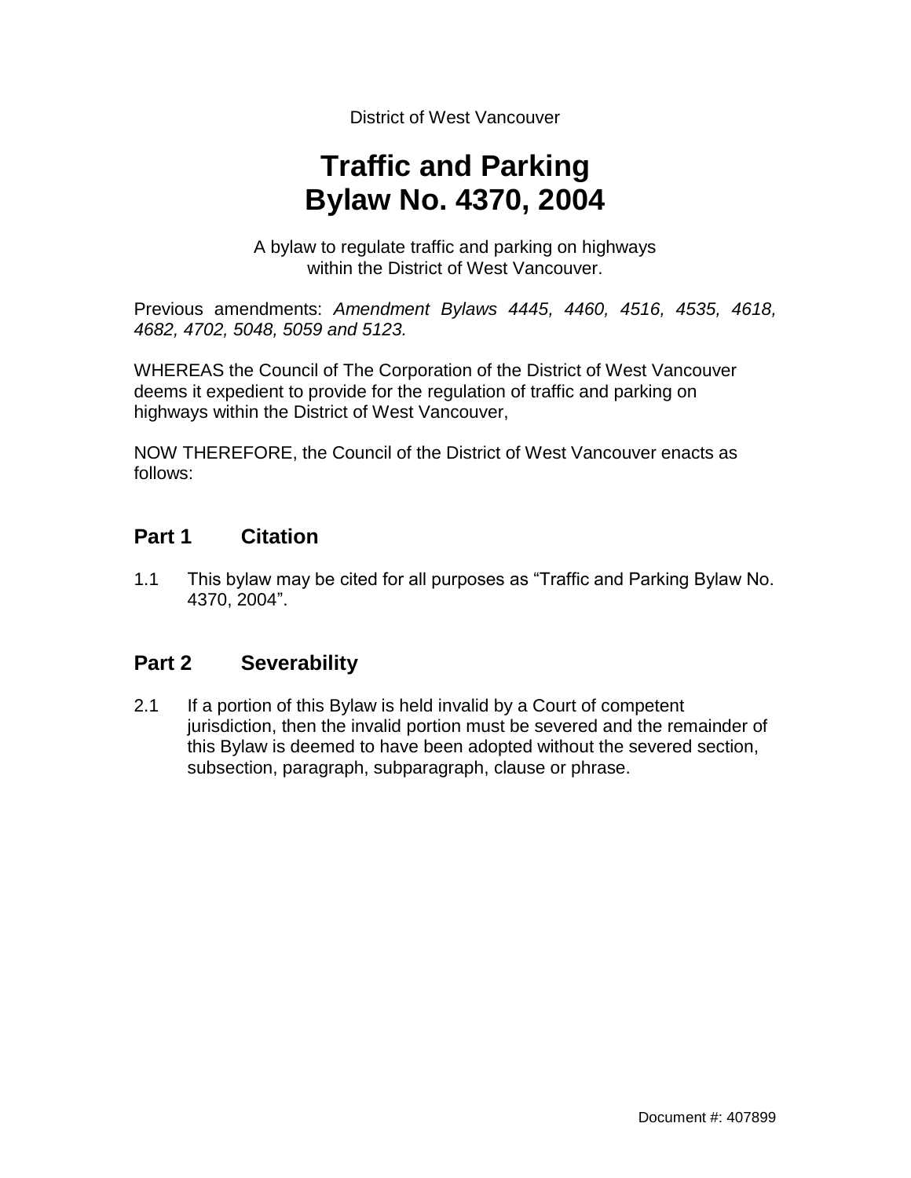District of West Vancouver

# Traffic and Parking Bylaw No. 4370, 2004

A bylaw to regulate traffic and parking on highways within the District of West Vancouver.

Previous amendments: *Amendment Bylaws 4445, 4460, 4516, 4535, 4618, 4682, 4702, 5048, 5059 and 5123.*

WHEREAS the Council of The Corporation of the District of West Vancouver deems it expedient to provide for the regulation of traffic and parking on highways within the District of West Vancouver,

NOW THEREFORE, the Council of the District of West Vancouver enacts as follows:

## Part 1 Citation

1.1 This bylaw may be cited for all purposes as "Traffic and Parking Bylaw No. 4370, 2004".

## Part 2 Severability

2.1 If a portion of this Bylaw is held invalid by a Court of competent jurisdiction, then the invalid portion must be severed and the remainder of this Bylaw is deemed to have been adopted without the severed section, subsection, paragraph, subparagraph, clause or phrase.

Document #: 407899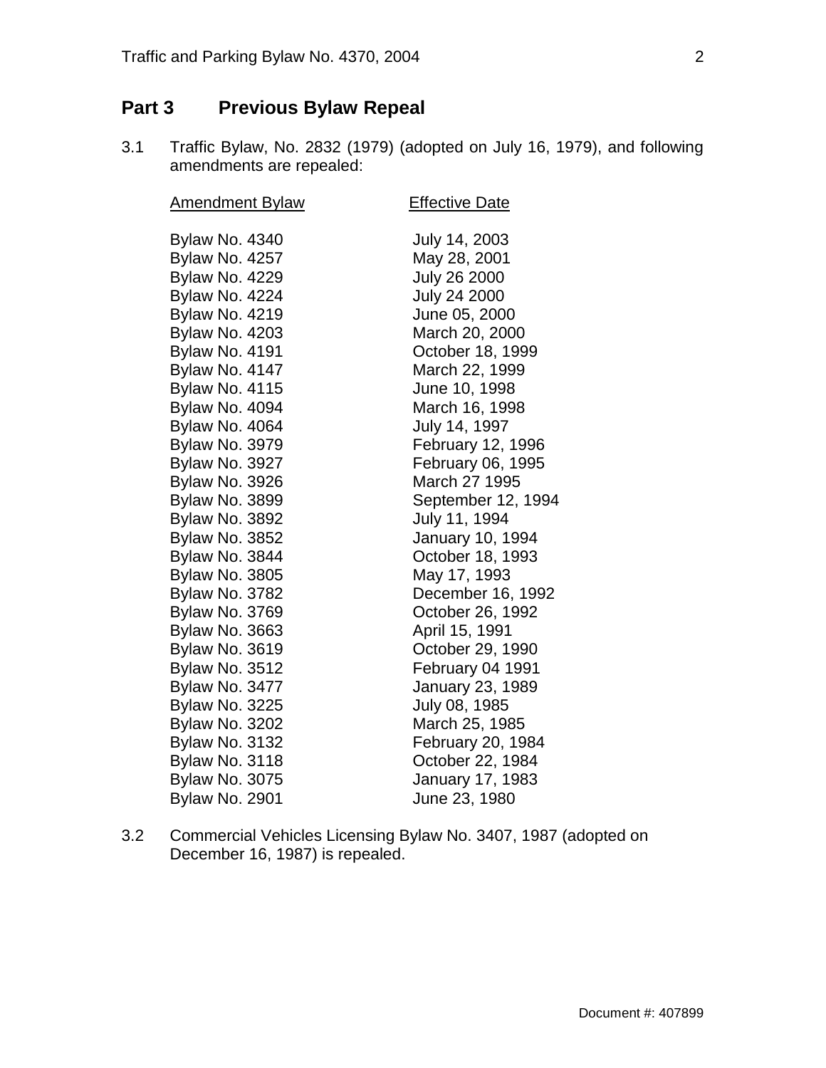## Part 3 Previous Bylaw Repeal

3.1 Traffic Bylaw, No. 2832 (1979) (adopted on July 16, 1979), and following amendments are repealed:

| Amendment Bylaw | Effective Date |
|---|---|
| Bylaw No. 4340 | July 14, 2003 |
| Bylaw No. 4257 | May 28, 2001 |
| Bylaw No. 4229 | July 26 2000 |
| Bylaw No. 4224 | July 24 2000 |
| Bylaw No. 4219 | June 05, 2000 |
| Bylaw No. 4203 | March 20, 2000 |
| Bylaw No. 4191 | October 18, 1999 |
| Bylaw No. 4147 | March 22, 1999 |
| Bylaw No. 4115 | June 10, 1998 |
| Bylaw No. 4094 | March 16, 1998 |
| Bylaw No. 4064 | July 14, 1997 |
| Bylaw No. 3979 | February 12, 1996 |
| Bylaw No. 3927 | February 06, 1995 |
| Bylaw No. 3926 | March 27 1995 |
| Bylaw No. 3899 | September 12, 1994 |
| Bylaw No. 3892 | July 11, 1994 |
| Bylaw No. 3852 | January 10, 1994 |
| Bylaw No. 3844 | October 18, 1993 |
| Bylaw No. 3805 | May 17, 1993 |
| Bylaw No. 3782 | December 16, 1992 |
| Bylaw No. 3769 | October 26, 1992 |
| Bylaw No. 3663 | April 15, 1991 |
| Bylaw No. 3619 | October 29, 1990 |
| Bylaw No. 3512 | February 04 1991 |
| Bylaw No. 3477 | January 23, 1989 |
| Bylaw No. 3225 | July 08, 1985 |
| Bylaw No. 3202 | March 25, 1985 |
| Bylaw No. 3132 | February 20, 1984 |
| Bylaw No. 3118 | October 22, 1984 |
| Bylaw No. 3075 | January 17, 1983 |
| Bylaw No. 2901 | June 23, 1980 |

3.2 Commercial Vehicles Licensing Bylaw No. 3407, 1987 (adopted on December 16, 1987) is repealed.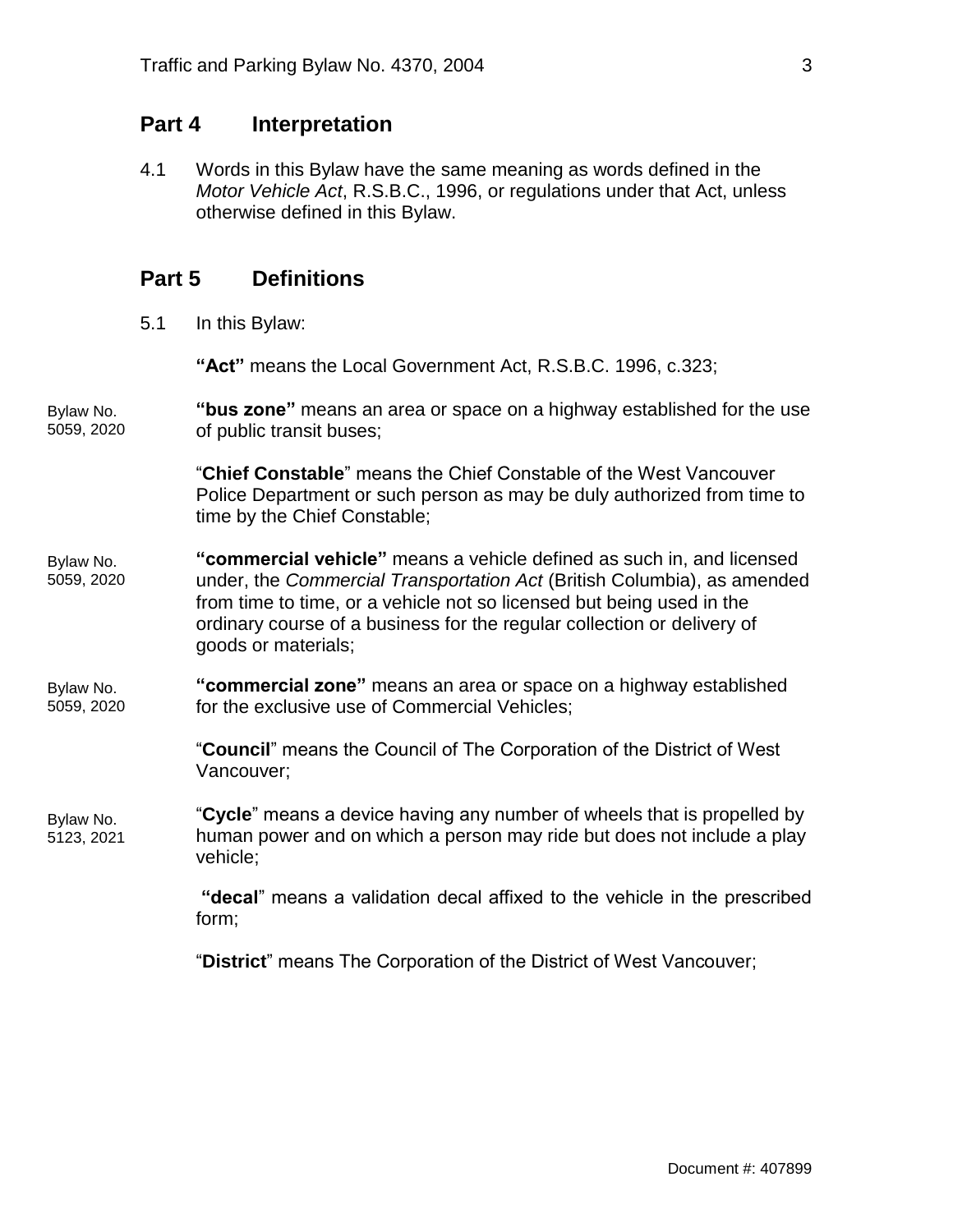## Part 4 Interpretation

4.1 Words in this Bylaw have the same meaning as words defined in the *Motor Vehicle Act*, R.S.B.C., 1996, or regulations under that Act, unless otherwise defined in this Bylaw.

## Part 5 Definitions

5.1 In this Bylaw:

**"Act"** means the Local Government Act, R.S.B.C. 1996, c.323;

Bylaw No. 5059, 2020 — **"bus zone"** means an area or space on a highway established for the use of public transit buses;

"**Chief Constable**" means the Chief Constable of the West Vancouver Police Department or such person as may be duly authorized from time to time by the Chief Constable;

Bylaw No. 5059, 2020 — **"commercial vehicle"** means a vehicle defined as such in, and licensed under, the *Commercial Transportation Act* (British Columbia), as amended from time to time, or a vehicle not so licensed but being used in the ordinary course of a business for the regular collection or delivery of goods or materials;

Bylaw No. 5059, 2020 — **"commercial zone"** means an area or space on a highway established for the exclusive use of Commercial Vehicles;

"**Council**" means the Council of The Corporation of the District of West Vancouver;

Bylaw No. 5123, 2021 — "**Cycle**" means a device having any number of wheels that is propelled by human power and on which a person may ride but does not include a play vehicle;

**"decal**" means a validation decal affixed to the vehicle in the prescribed form;

"**District**" means The Corporation of the District of West Vancouver;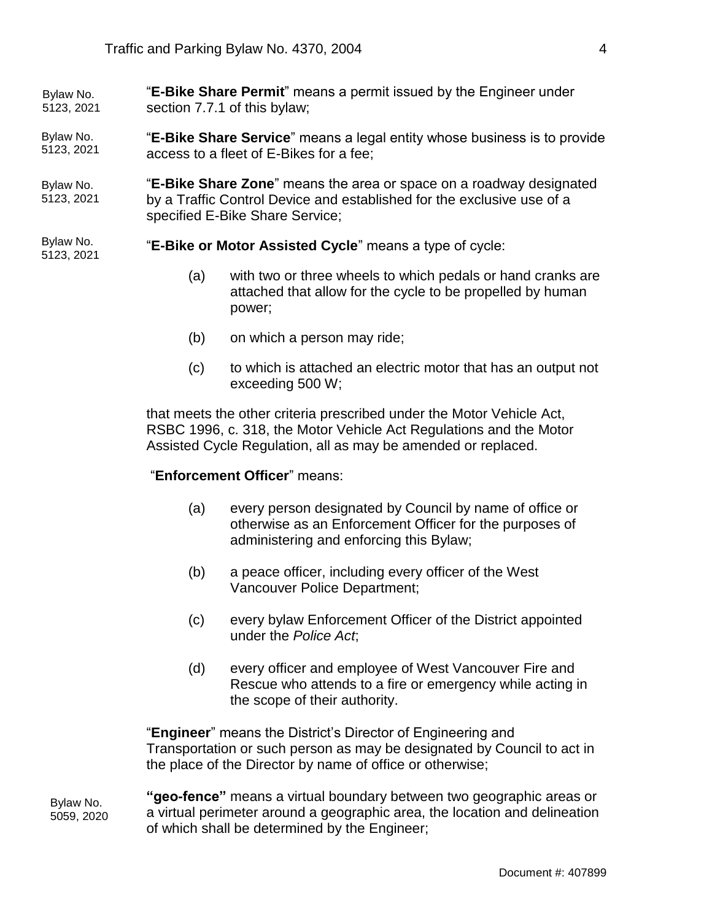Bylaw No. 5123, 2021

"**E-Bike Share Permit**" means a permit issued by the Engineer under section 7.7.1 of this bylaw;

Bylaw No. 5123, 2021

"**E-Bike Share Service**" means a legal entity whose business is to provide access to a fleet of E-Bikes for a fee;

Bylaw No. 5123, 2021

"**E-Bike Share Zone**" means the area or space on a roadway designated by a Traffic Control Device and established for the exclusive use of a specified E-Bike Share Service;

Bylaw No. 5123, 2021

"**E-Bike or Motor Assisted Cycle**" means a type of cycle:

(a) with two or three wheels to which pedals or hand cranks are attached that allow for the cycle to be propelled by human power;

(b) on which a person may ride;

(c) to which is attached an electric motor that has an output not exceeding 500 W;

that meets the other criteria prescribed under the Motor Vehicle Act, RSBC 1996, c. 318, the Motor Vehicle Act Regulations and the Motor Assisted Cycle Regulation, all as may be amended or replaced.

"**Enforcement Officer**" means:

(a) every person designated by Council by name of office or otherwise as an Enforcement Officer for the purposes of administering and enforcing this Bylaw;

(b) a peace officer, including every officer of the West Vancouver Police Department;

(c) every bylaw Enforcement Officer of the District appointed under the *Police Act*;

(d) every officer and employee of West Vancouver Fire and Rescue who attends to a fire or emergency while acting in the scope of their authority.

"**Engineer**" means the District's Director of Engineering and Transportation or such person as may be designated by Council to act in the place of the Director by name of office or otherwise;

Bylaw No. 5059, 2020

**"geo-fence"** means a virtual boundary between two geographic areas or a virtual perimeter around a geographic area, the location and delineation of which shall be determined by the Engineer;

Document #: 407899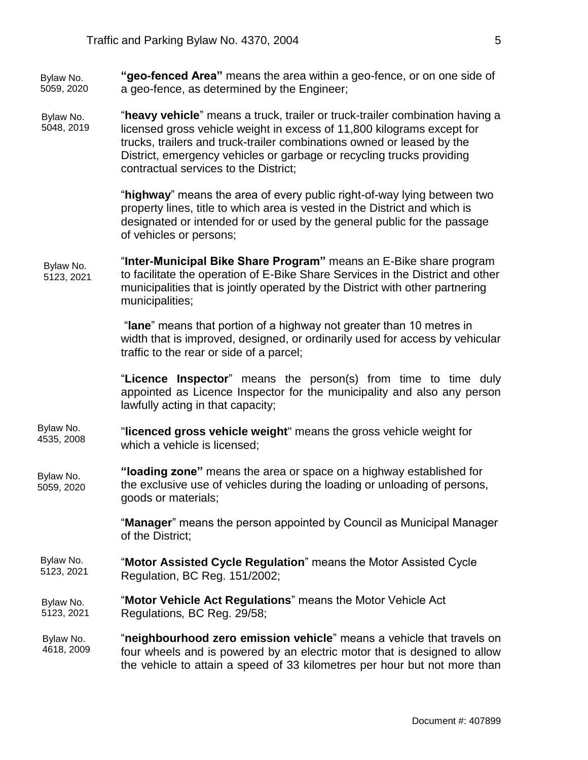Bylaw No. 5059, 2020

**"geo-fenced Area"** means the area within a geo-fence, or on one side of a geo-fence, as determined by the Engineer;

Bylaw No. 5048, 2019

"**heavy vehicle**" means a truck, trailer or truck-trailer combination having a licensed gross vehicle weight in excess of 11,800 kilograms except for trucks, trailers and truck-trailer combinations owned or leased by the District, emergency vehicles or garbage or recycling trucks providing contractual services to the District;

"**highway**" means the area of every public right-of-way lying between two property lines, title to which area is vested in the District and which is designated or intended for or used by the general public for the passage of vehicles or persons;

Bylaw No. 5123, 2021

"**Inter-Municipal Bike Share Program"** means an E-Bike share program to facilitate the operation of E-Bike Share Services in the District and other municipalities that is jointly operated by the District with other partnering municipalities;

"**lane**" means that portion of a highway not greater than 10 metres in width that is improved, designed, or ordinarily used for access by vehicular traffic to the rear or side of a parcel;

"**Licence Inspector**" means the person(s) from time to time duly appointed as Licence Inspector for the municipality and also any person lawfully acting in that capacity;

Bylaw No. 4535, 2008

"**licenced gross vehicle weight**" means the gross vehicle weight for which a vehicle is licensed;

Bylaw No. 5059, 2020

**"loading zone"** means the area or space on a highway established for the exclusive use of vehicles during the loading or unloading of persons, goods or materials;

"**Manager**" means the person appointed by Council as Municipal Manager of the District;

Bylaw No. 5123, 2021

"**Motor Assisted Cycle Regulation**" means the Motor Assisted Cycle Regulation, BC Reg. 151/2002;

Bylaw No. 5123, 2021

"**Motor Vehicle Act Regulations**" means the Motor Vehicle Act Regulations*,* BC Reg. 29/58;

Bylaw No. 4618, 2009

"**neighbourhood zero emission vehicle**" means a vehicle that travels on four wheels and is powered by an electric motor that is designed to allow the vehicle to attain a speed of 33 kilometres per hour but not more than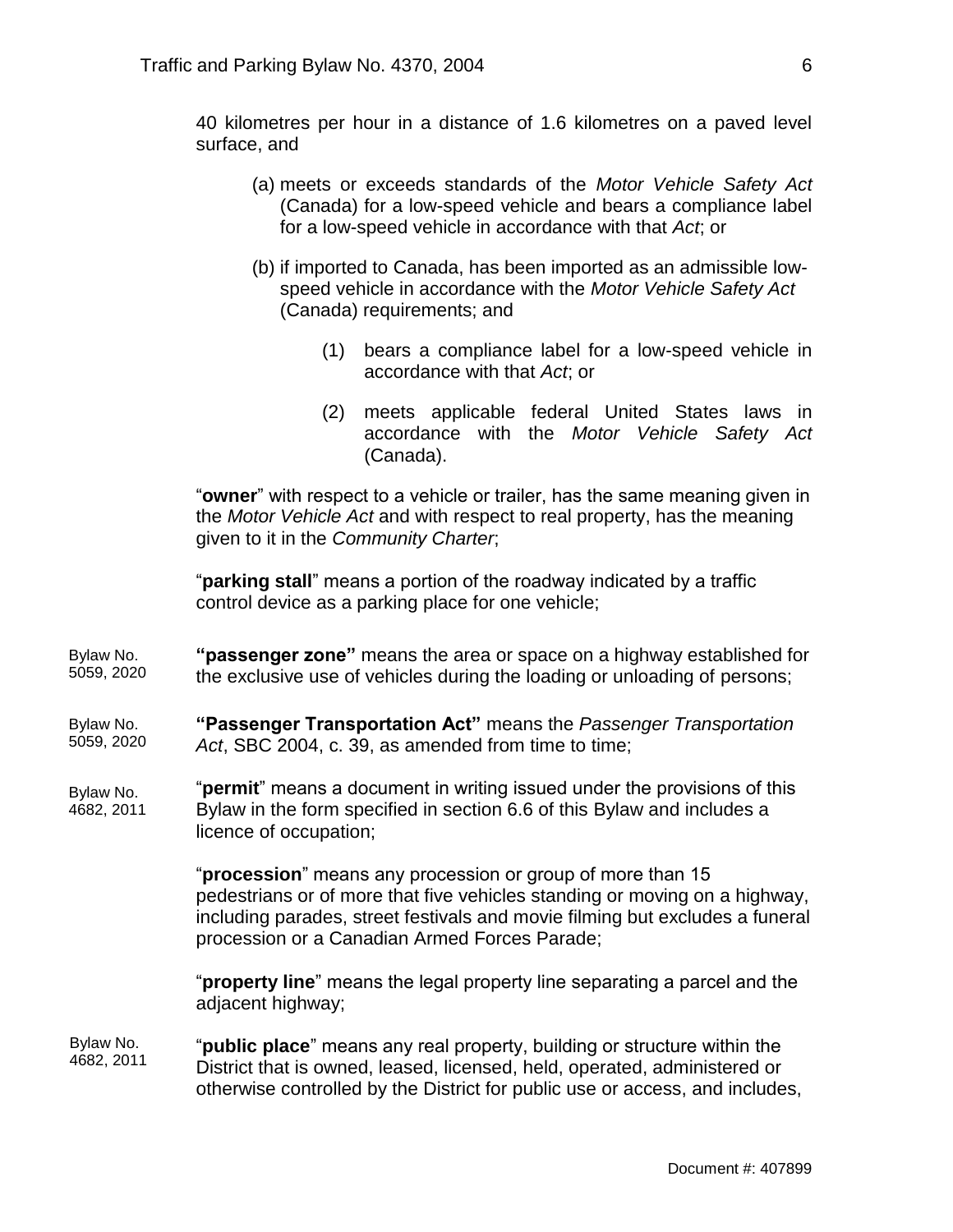40 kilometres per hour in a distance of 1.6 kilometres on a paved level surface, and

(a) meets or exceeds standards of the *Motor Vehicle Safety Act* (Canada) for a low-speed vehicle and bears a compliance label for a low-speed vehicle in accordance with that *Act*; or

(b) if imported to Canada, has been imported as an admissible low-speed vehicle in accordance with the *Motor Vehicle Safety Act* (Canada) requirements; and

(1) bears a compliance label for a low-speed vehicle in accordance with that *Act*; or

(2) meets applicable federal United States laws in accordance with the *Motor Vehicle Safety Act* (Canada).

"**owner**" with respect to a vehicle or trailer, has the same meaning given in the *Motor Vehicle Act* and with respect to real property, has the meaning given to it in the *Community Charter*;

"**parking stall**" means a portion of the roadway indicated by a traffic control device as a parking place for one vehicle;

Bylaw No. 5059, 2020

**"passenger zone"** means the area or space on a highway established for the exclusive use of vehicles during the loading or unloading of persons;

Bylaw No. 5059, 2020

**"Passenger Transportation Act"** means the *Passenger Transportation Act*, SBC 2004, c. 39, as amended from time to time;

Bylaw No. 4682, 2011

"**permit**" means a document in writing issued under the provisions of this Bylaw in the form specified in section 6.6 of this Bylaw and includes a licence of occupation;

"**procession**" means any procession or group of more than 15 pedestrians or of more that five vehicles standing or moving on a highway, including parades, street festivals and movie filming but excludes a funeral procession or a Canadian Armed Forces Parade;

"**property line**" means the legal property line separating a parcel and the adjacent highway;

Bylaw No. 4682, 2011

"**public place**" means any real property, building or structure within the District that is owned, leased, licensed, held, operated, administered or otherwise controlled by the District for public use or access, and includes,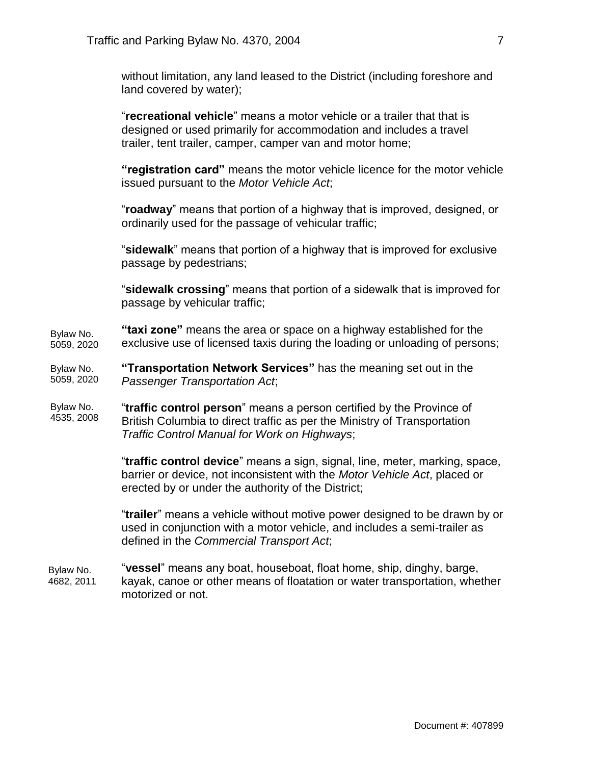without limitation, any land leased to the District (including foreshore and land covered by water);

"**recreational vehicle**" means a motor vehicle or a trailer that that is designed or used primarily for accommodation and includes a travel trailer, tent trailer, camper, camper van and motor home;

**"registration card"** means the motor vehicle licence for the motor vehicle issued pursuant to the *Motor Vehicle Act*;

"**roadway**" means that portion of a highway that is improved, designed, or ordinarily used for the passage of vehicular traffic;

"**sidewalk**" means that portion of a highway that is improved for exclusive passage by pedestrians;

"**sidewalk crossing**" means that portion of a sidewalk that is improved for passage by vehicular traffic;

Bylaw No. 5059, 2020

**"taxi zone"** means the area or space on a highway established for the exclusive use of licensed taxis during the loading or unloading of persons;

Bylaw No. 5059, 2020

**"Transportation Network Services"** has the meaning set out in the *Passenger Transportation Act*;

Bylaw No. 4535, 2008

"**traffic control person**" means a person certified by the Province of British Columbia to direct traffic as per the Ministry of Transportation *Traffic Control Manual for Work on Highways*;

"**traffic control device**" means a sign, signal, line, meter, marking, space, barrier or device, not inconsistent with the *Motor Vehicle Act*, placed or erected by or under the authority of the District;

"**trailer**" means a vehicle without motive power designed to be drawn by or used in conjunction with a motor vehicle, and includes a semi-trailer as defined in the *Commercial Transport Act*;

Bylaw No. 4682, 2011

"**vessel**" means any boat, houseboat, float home, ship, dinghy, barge, kayak, canoe or other means of floatation or water transportation, whether motorized or not.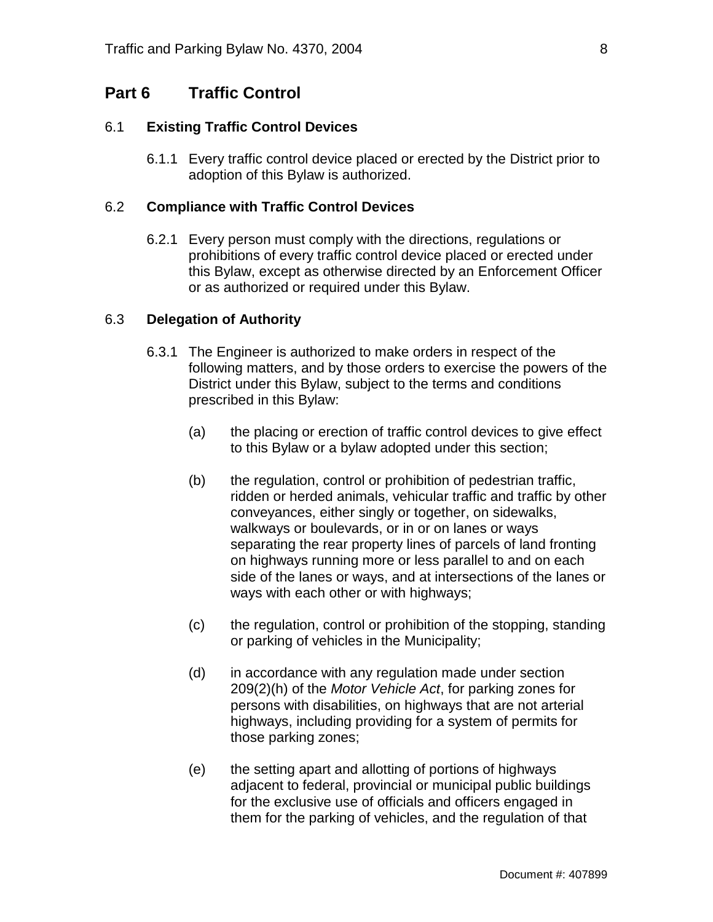## Part 6 Traffic Control

### 6.1 Existing Traffic Control Devices

6.1.1 Every traffic control device placed or erected by the District prior to adoption of this Bylaw is authorized.

### 6.2 Compliance with Traffic Control Devices

6.2.1 Every person must comply with the directions, regulations or prohibitions of every traffic control device placed or erected under this Bylaw, except as otherwise directed by an Enforcement Officer or as authorized or required under this Bylaw.

### 6.3 Delegation of Authority

6.3.1 The Engineer is authorized to make orders in respect of the following matters, and by those orders to exercise the powers of the District under this Bylaw, subject to the terms and conditions prescribed in this Bylaw:

(a) the placing or erection of traffic control devices to give effect to this Bylaw or a bylaw adopted under this section;

(b) the regulation, control or prohibition of pedestrian traffic, ridden or herded animals, vehicular traffic and traffic by other conveyances, either singly or together, on sidewalks, walkways or boulevards, or in or on lanes or ways separating the rear property lines of parcels of land fronting on highways running more or less parallel to and on each side of the lanes or ways, and at intersections of the lanes or ways with each other or with highways;

(c) the regulation, control or prohibition of the stopping, standing or parking of vehicles in the Municipality;

(d) in accordance with any regulation made under section 209(2)(h) of the *Motor Vehicle Act*, for parking zones for persons with disabilities, on highways that are not arterial highways, including providing for a system of permits for those parking zones;

(e) the setting apart and allotting of portions of highways adjacent to federal, provincial or municipal public buildings for the exclusive use of officials and officers engaged in them for the parking of vehicles, and the regulation of that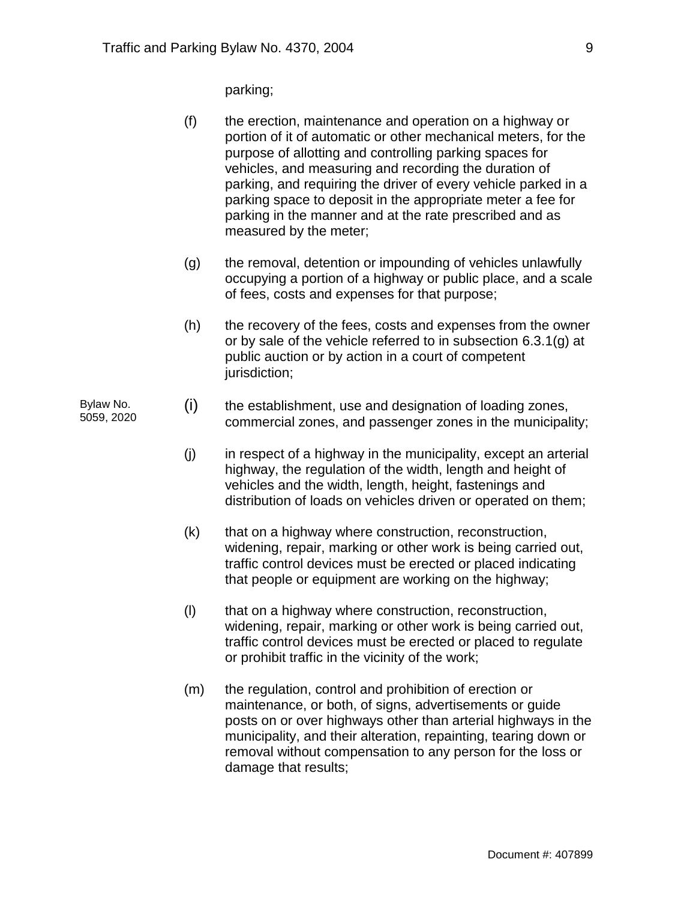parking;

(f) the erection, maintenance and operation on a highway or portion of it of automatic or other mechanical meters, for the purpose of allotting and controlling parking spaces for vehicles, and measuring and recording the duration of parking, and requiring the driver of every vehicle parked in a parking space to deposit in the appropriate meter a fee for parking in the manner and at the rate prescribed and as measured by the meter;

(g) the removal, detention or impounding of vehicles unlawfully occupying a portion of a highway or public place, and a scale of fees, costs and expenses for that purpose;

(h) the recovery of the fees, costs and expenses from the owner or by sale of the vehicle referred to in subsection 6.3.1(g) at public auction or by action in a court of competent jurisdiction;

Bylaw No. 5059, 2020

(i) the establishment, use and designation of loading zones, commercial zones, and passenger zones in the municipality;

(j) in respect of a highway in the municipality, except an arterial highway, the regulation of the width, length and height of vehicles and the width, length, height, fastenings and distribution of loads on vehicles driven or operated on them;

(k) that on a highway where construction, reconstruction, widening, repair, marking or other work is being carried out, traffic control devices must be erected or placed indicating that people or equipment are working on the highway;

(l) that on a highway where construction, reconstruction, widening, repair, marking or other work is being carried out, traffic control devices must be erected or placed to regulate or prohibit traffic in the vicinity of the work;

(m) the regulation, control and prohibition of erection or maintenance, or both, of signs, advertisements or guide posts on or over highways other than arterial highways in the municipality, and their alteration, repainting, tearing down or removal without compensation to any person for the loss or damage that results;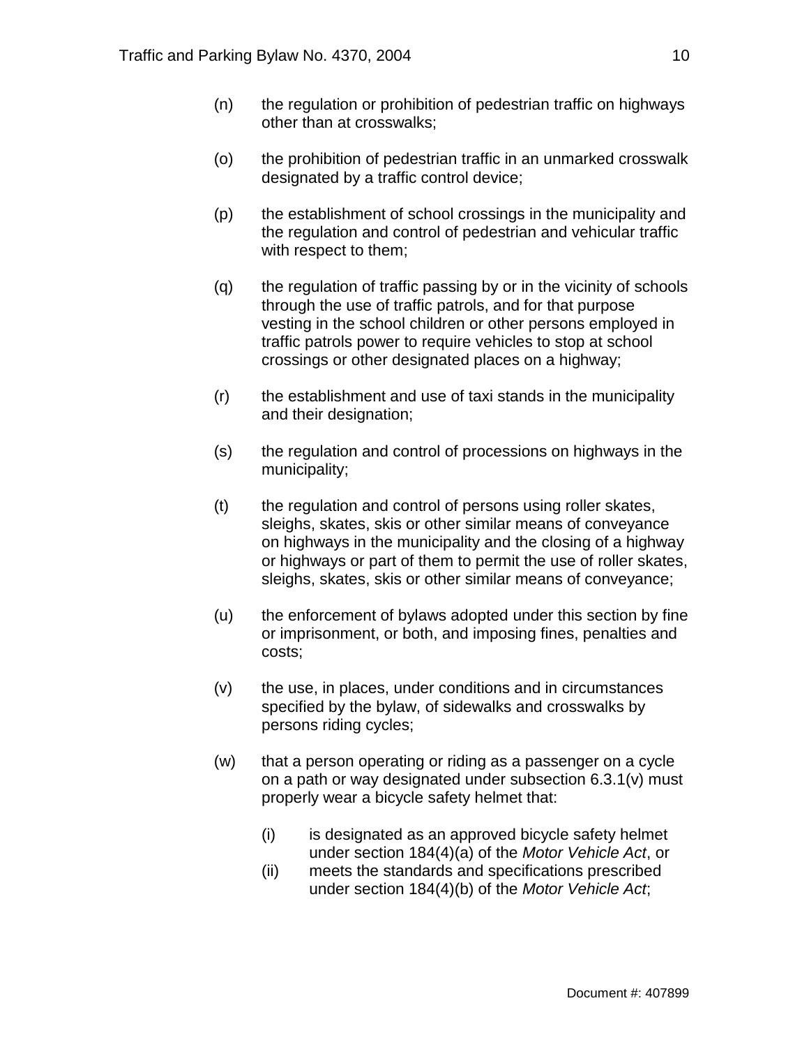(n) the regulation or prohibition of pedestrian traffic on highways other than at crosswalks;

(o) the prohibition of pedestrian traffic in an unmarked crosswalk designated by a traffic control device;

(p) the establishment of school crossings in the municipality and the regulation and control of pedestrian and vehicular traffic with respect to them;

(q) the regulation of traffic passing by or in the vicinity of schools through the use of traffic patrols, and for that purpose vesting in the school children or other persons employed in traffic patrols power to require vehicles to stop at school crossings or other designated places on a highway;

(r) the establishment and use of taxi stands in the municipality and their designation;

(s) the regulation and control of processions on highways in the municipality;

(t) the regulation and control of persons using roller skates, sleighs, skates, skis or other similar means of conveyance on highways in the municipality and the closing of a highway or highways or part of them to permit the use of roller skates, sleighs, skates, skis or other similar means of conveyance;

(u) the enforcement of bylaws adopted under this section by fine or imprisonment, or both, and imposing fines, penalties and costs;

(v) the use, in places, under conditions and in circumstances specified by the bylaw, of sidewalks and crosswalks by persons riding cycles;

(w) that a person operating or riding as a passenger on a cycle on a path or way designated under subsection 6.3.1(v) must properly wear a bicycle safety helmet that:

   (i) is designated as an approved bicycle safety helmet under section 184(4)(a) of the *Motor Vehicle Act*, or
   (ii) meets the standards and specifications prescribed under section 184(4)(b) of the *Motor Vehicle Act*;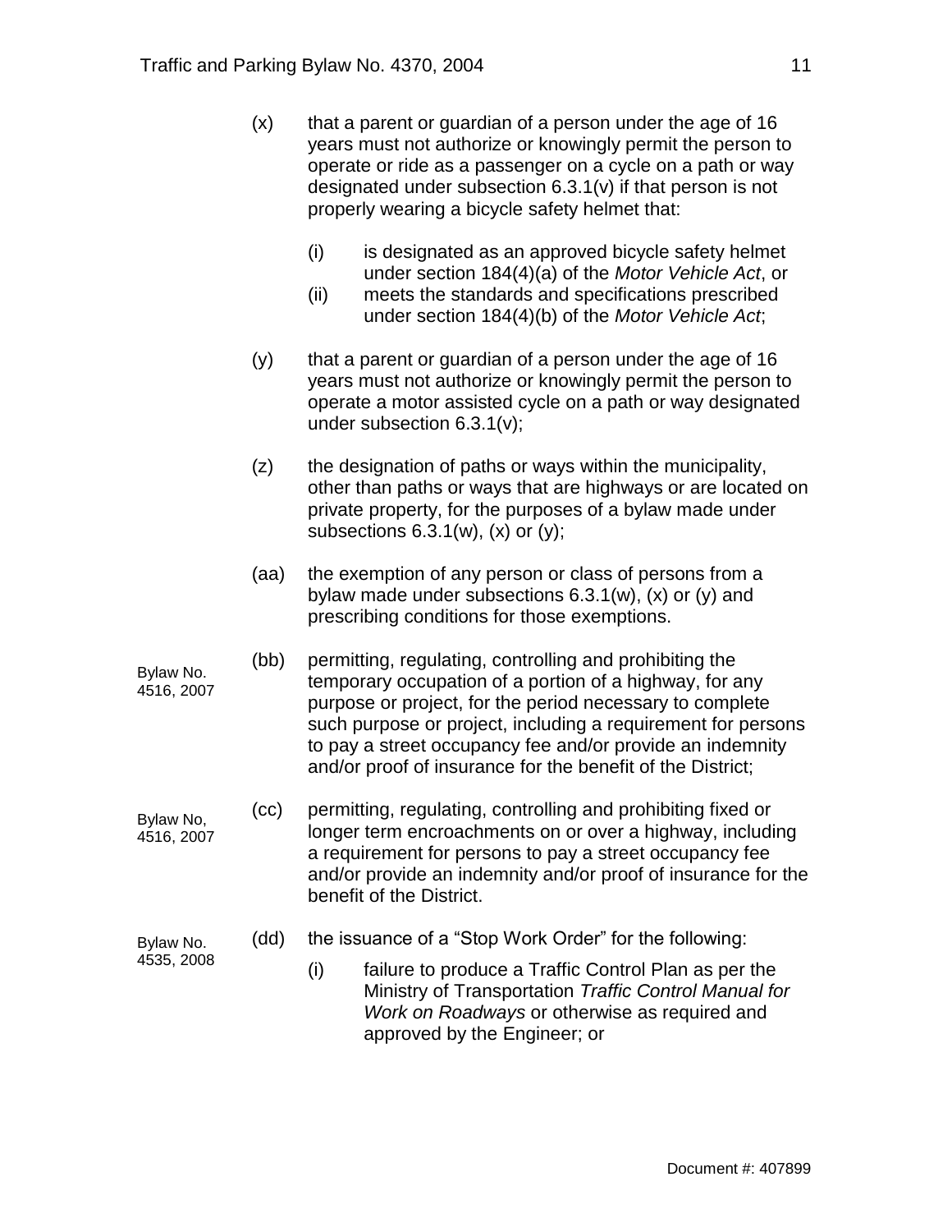(x) that a parent or guardian of a person under the age of 16 years must not authorize or knowingly permit the person to operate or ride as a passenger on a cycle on a path or way designated under subsection 6.3.1(v) if that person is not properly wearing a bicycle safety helmet that:

   (i) is designated as an approved bicycle safety helmet under section 184(4)(a) of the *Motor Vehicle Act*, or
   (ii) meets the standards and specifications prescribed under section 184(4)(b) of the *Motor Vehicle Act*;

(y) that a parent or guardian of a person under the age of 16 years must not authorize or knowingly permit the person to operate a motor assisted cycle on a path or way designated under subsection 6.3.1(v);

(z) the designation of paths or ways within the municipality, other than paths or ways that are highways or are located on private property, for the purposes of a bylaw made under subsections 6.3.1(w), (x) or (y);

(aa) the exemption of any person or class of persons from a bylaw made under subsections 6.3.1(w), (x) or (y) and prescribing conditions for those exemptions.

Bylaw No. 4516, 2007

(bb) permitting, regulating, controlling and prohibiting the temporary occupation of a portion of a highway, for any purpose or project, for the period necessary to complete such purpose or project, including a requirement for persons to pay a street occupancy fee and/or provide an indemnity and/or proof of insurance for the benefit of the District;

Bylaw No, 4516, 2007

(cc) permitting, regulating, controlling and prohibiting fixed or longer term encroachments on or over a highway, including a requirement for persons to pay a street occupancy fee and/or provide an indemnity and/or proof of insurance for the benefit of the District.

Bylaw No. 4535, 2008

(dd) the issuance of a "Stop Work Order" for the following:

   (i) failure to produce a Traffic Control Plan as per the Ministry of Transportation *Traffic Control Manual for Work on Roadways* or otherwise as required and approved by the Engineer; or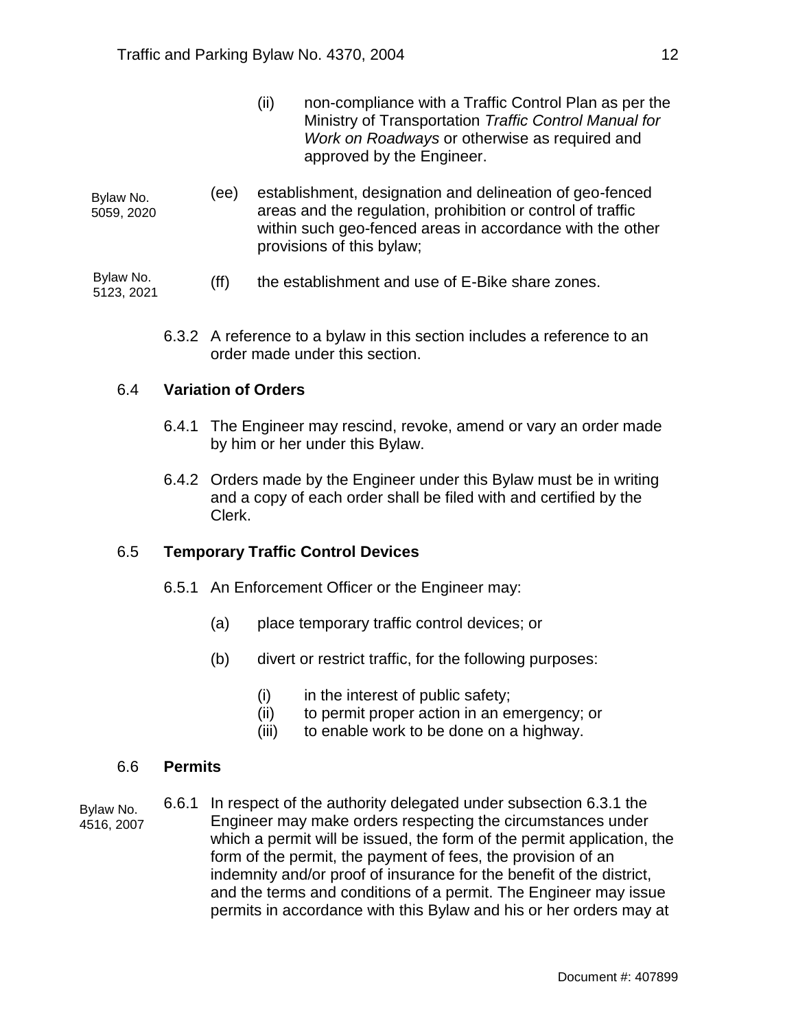(ii) non-compliance with a Traffic Control Plan as per the Ministry of Transportation *Traffic Control Manual for Work on Roadways* or otherwise as required and approved by the Engineer.

Bylaw No. 5059, 2020

(ee) establishment, designation and delineation of geo-fenced areas and the regulation, prohibition or control of traffic within such geo-fenced areas in accordance with the other provisions of this bylaw;

Bylaw No. 5123, 2021

(ff) the establishment and use of E-Bike share zones.

6.3.2 A reference to a bylaw in this section includes a reference to an order made under this section.

## 6.4 **Variation of Orders**

6.4.1 The Engineer may rescind, revoke, amend or vary an order made by him or her under this Bylaw.

6.4.2 Orders made by the Engineer under this Bylaw must be in writing and a copy of each order shall be filed with and certified by the Clerk.

## 6.5 **Temporary Traffic Control Devices**

6.5.1 An Enforcement Officer or the Engineer may:

(a) place temporary traffic control devices; or

(b) divert or restrict traffic, for the following purposes:

(i) in the interest of public safety;
(ii) to permit proper action in an emergency; or
(iii) to enable work to be done on a highway.

## 6.6 **Permits**

Bylaw No. 4516, 2007

6.6.1 In respect of the authority delegated under subsection 6.3.1 the Engineer may make orders respecting the circumstances under which a permit will be issued, the form of the permit application, the form of the permit, the payment of fees, the provision of an indemnity and/or proof of insurance for the benefit of the district, and the terms and conditions of a permit. The Engineer may issue permits in accordance with this Bylaw and his or her orders may at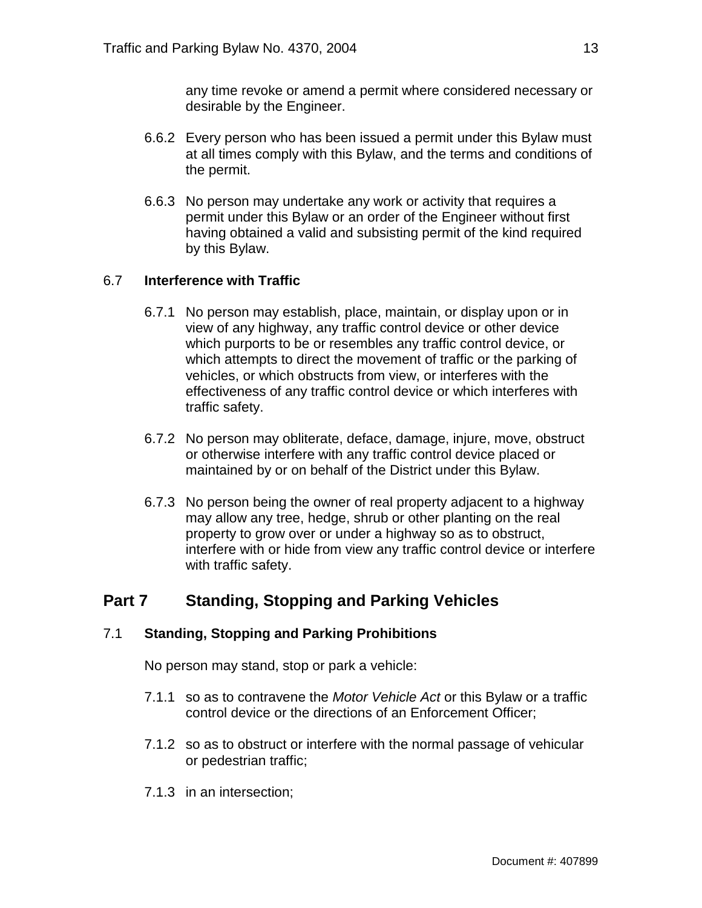any time revoke or amend a permit where considered necessary or desirable by the Engineer.

6.6.2 Every person who has been issued a permit under this Bylaw must at all times comply with this Bylaw, and the terms and conditions of the permit.

6.6.3 No person may undertake any work or activity that requires a permit under this Bylaw or an order of the Engineer without first having obtained a valid and subsisting permit of the kind required by this Bylaw.

### 6.7 **Interference with Traffic**

6.7.1 No person may establish, place, maintain, or display upon or in view of any highway, any traffic control device or other device which purports to be or resembles any traffic control device, or which attempts to direct the movement of traffic or the parking of vehicles, or which obstructs from view, or interferes with the effectiveness of any traffic control device or which interferes with traffic safety.

6.7.2 No person may obliterate, deface, damage, injure, move, obstruct or otherwise interfere with any traffic control device placed or maintained by or on behalf of the District under this Bylaw.

6.7.3 No person being the owner of real property adjacent to a highway may allow any tree, hedge, shrub or other planting on the real property to grow over or under a highway so as to obstruct, interfere with or hide from view any traffic control device or interfere with traffic safety.

## Part 7 Standing, Stopping and Parking Vehicles

### 7.1 **Standing, Stopping and Parking Prohibitions**

No person may stand, stop or park a vehicle:

7.1.1 so as to contravene the *Motor Vehicle Act* or this Bylaw or a traffic control device or the directions of an Enforcement Officer;

7.1.2 so as to obstruct or interfere with the normal passage of vehicular or pedestrian traffic;

7.1.3 in an intersection;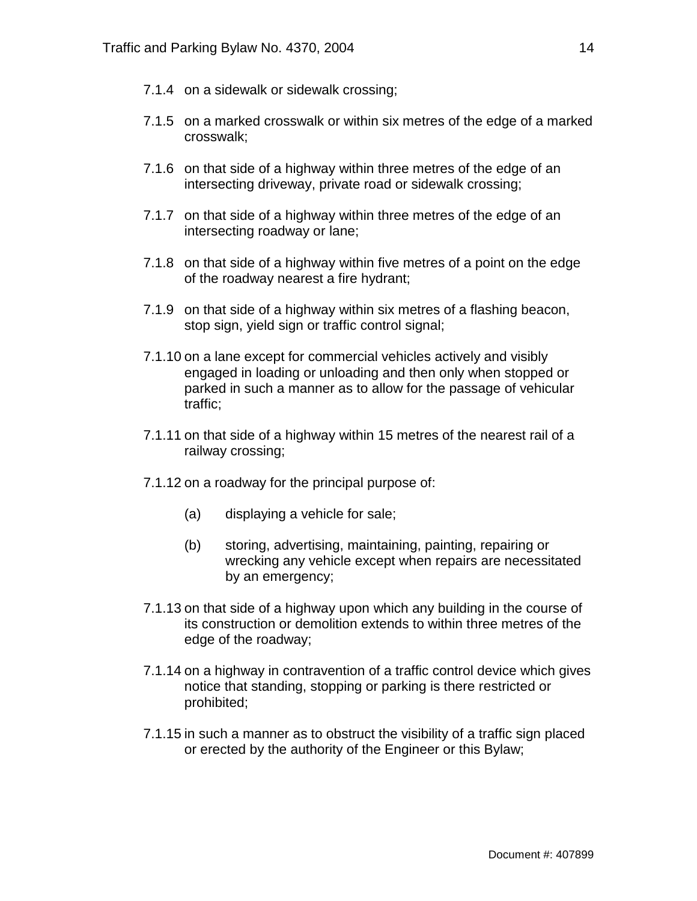7.1.4 on a sidewalk or sidewalk crossing;

7.1.5 on a marked crosswalk or within six metres of the edge of a marked crosswalk;

7.1.6 on that side of a highway within three metres of the edge of an intersecting driveway, private road or sidewalk crossing;

7.1.7 on that side of a highway within three metres of the edge of an intersecting roadway or lane;

7.1.8 on that side of a highway within five metres of a point on the edge of the roadway nearest a fire hydrant;

7.1.9 on that side of a highway within six metres of a flashing beacon, stop sign, yield sign or traffic control signal;

7.1.10 on a lane except for commercial vehicles actively and visibly engaged in loading or unloading and then only when stopped or parked in such a manner as to allow for the passage of vehicular traffic;

7.1.11 on that side of a highway within 15 metres of the nearest rail of a railway crossing;

7.1.12 on a roadway for the principal purpose of:

- (a) displaying a vehicle for sale;
- (b) storing, advertising, maintaining, painting, repairing or wrecking any vehicle except when repairs are necessitated by an emergency;

7.1.13 on that side of a highway upon which any building in the course of its construction or demolition extends to within three metres of the edge of the roadway;

7.1.14 on a highway in contravention of a traffic control device which gives notice that standing, stopping or parking is there restricted or prohibited;

7.1.15 in such a manner as to obstruct the visibility of a traffic sign placed or erected by the authority of the Engineer or this Bylaw;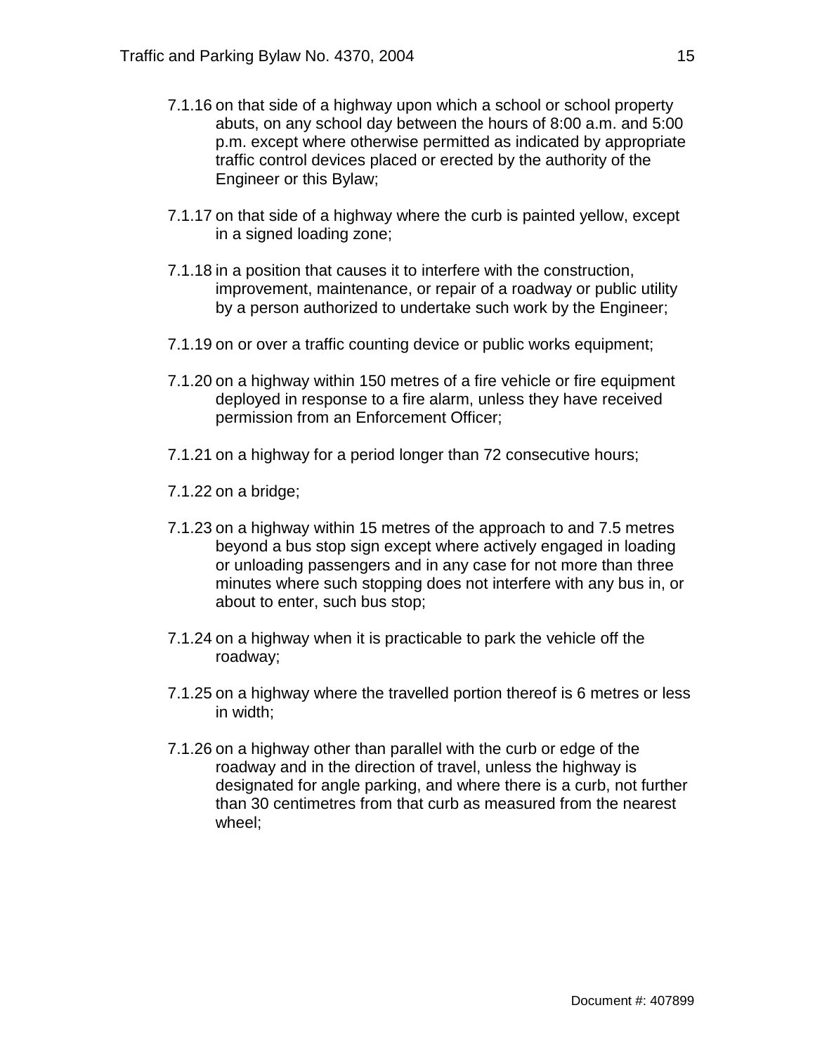7.1.16 on that side of a highway upon which a school or school property abuts, on any school day between the hours of 8:00 a.m. and 5:00 p.m. except where otherwise permitted as indicated by appropriate traffic control devices placed or erected by the authority of the Engineer or this Bylaw;

7.1.17 on that side of a highway where the curb is painted yellow, except in a signed loading zone;

7.1.18 in a position that causes it to interfere with the construction, improvement, maintenance, or repair of a roadway or public utility by a person authorized to undertake such work by the Engineer;

7.1.19 on or over a traffic counting device or public works equipment;

7.1.20 on a highway within 150 metres of a fire vehicle or fire equipment deployed in response to a fire alarm, unless they have received permission from an Enforcement Officer;

7.1.21 on a highway for a period longer than 72 consecutive hours;

7.1.22 on a bridge;

7.1.23 on a highway within 15 metres of the approach to and 7.5 metres beyond a bus stop sign except where actively engaged in loading or unloading passengers and in any case for not more than three minutes where such stopping does not interfere with any bus in, or about to enter, such bus stop;

7.1.24 on a highway when it is practicable to park the vehicle off the roadway;

7.1.25 on a highway where the travelled portion thereof is 6 metres or less in width;

7.1.26 on a highway other than parallel with the curb or edge of the roadway and in the direction of travel, unless the highway is designated for angle parking, and where there is a curb, not further than 30 centimetres from that curb as measured from the nearest wheel;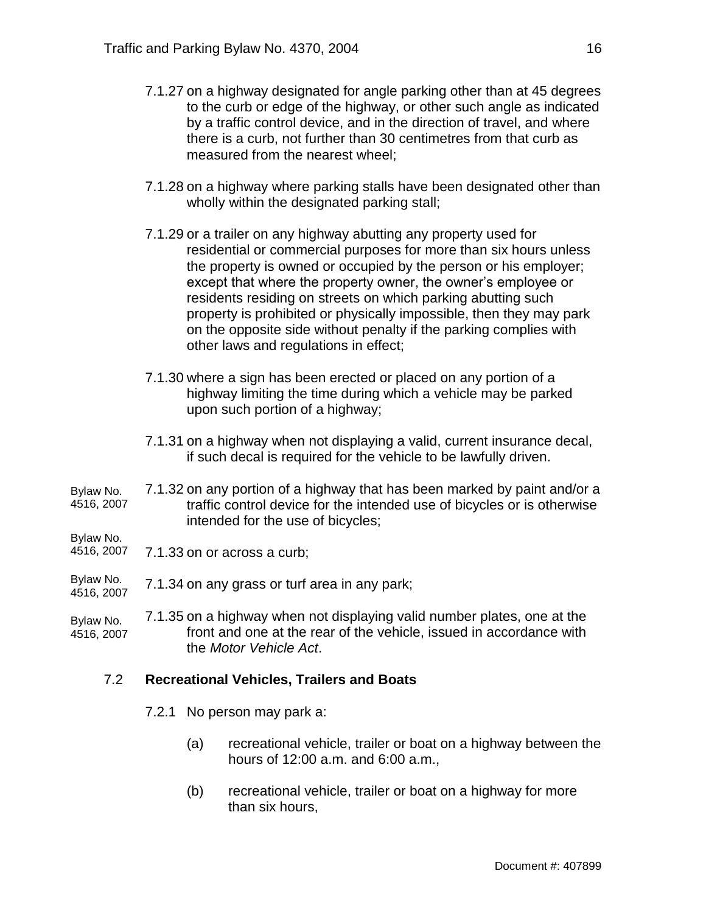7.1.27 on a highway designated for angle parking other than at 45 degrees to the curb or edge of the highway, or other such angle as indicated by a traffic control device, and in the direction of travel, and where there is a curb, not further than 30 centimetres from that curb as measured from the nearest wheel;

7.1.28 on a highway where parking stalls have been designated other than wholly within the designated parking stall;

7.1.29 or a trailer on any highway abutting any property used for residential or commercial purposes for more than six hours unless the property is owned or occupied by the person or his employer; except that where the property owner, the owner's employee or residents residing on streets on which parking abutting such property is prohibited or physically impossible, then they may park on the opposite side without penalty if the parking complies with other laws and regulations in effect;

7.1.30 where a sign has been erected or placed on any portion of a highway limiting the time during which a vehicle may be parked upon such portion of a highway;

7.1.31 on a highway when not displaying a valid, current insurance decal, if such decal is required for the vehicle to be lawfully driven.

Bylaw No. 4516, 2007

7.1.32 on any portion of a highway that has been marked by paint and/or a traffic control device for the intended use of bicycles or is otherwise intended for the use of bicycles;

Bylaw No. 4516, 2007

7.1.33 on or across a curb;

Bylaw No. 4516, 2007

7.1.34 on any grass or turf area in any park;

Bylaw No. 4516, 2007

7.1.35 on a highway when not displaying valid number plates, one at the front and one at the rear of the vehicle, issued in accordance with the *Motor Vehicle Act*.

### 7.2 Recreational Vehicles, Trailers and Boats

7.2.1 No person may park a:

(a) recreational vehicle, trailer or boat on a highway between the hours of 12:00 a.m. and 6:00 a.m.,

(b) recreational vehicle, trailer or boat on a highway for more than six hours,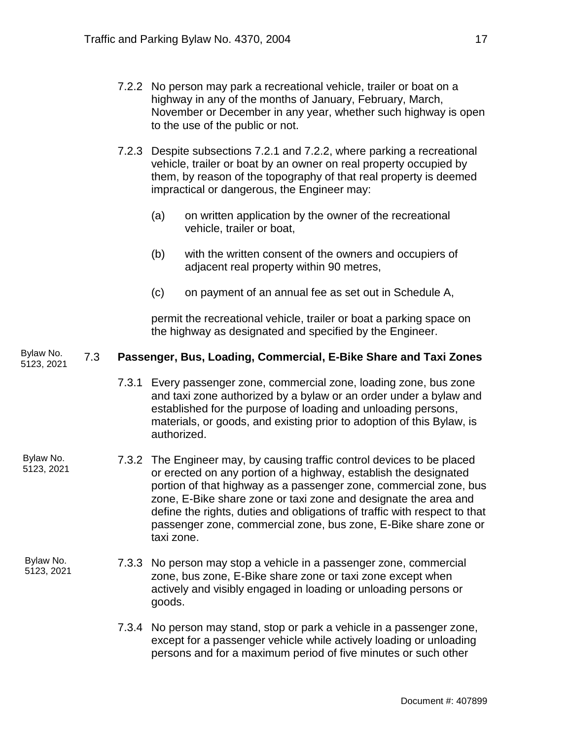7.2.2 No person may park a recreational vehicle, trailer or boat on a highway in any of the months of January, February, March, November or December in any year, whether such highway is open to the use of the public or not.

7.2.3 Despite subsections 7.2.1 and 7.2.2, where parking a recreational vehicle, trailer or boat by an owner on real property occupied by them, by reason of the topography of that real property is deemed impractical or dangerous, the Engineer may:

(a) on written application by the owner of the recreational vehicle, trailer or boat,

(b) with the written consent of the owners and occupiers of adjacent real property within 90 metres,

(c) on payment of an annual fee as set out in Schedule A,

permit the recreational vehicle, trailer or boat a parking space on the highway as designated and specified by the Engineer.

Bylaw No. 5123, 2021

## 7.3 Passenger, Bus, Loading, Commercial, E-Bike Share and Taxi Zones

7.3.1 Every passenger zone, commercial zone, loading zone, bus zone and taxi zone authorized by a bylaw or an order under a bylaw and established for the purpose of loading and unloading persons, materials, or goods, and existing prior to adoption of this Bylaw, is authorized.

Bylaw No. 5123, 2021

7.3.2 The Engineer may, by causing traffic control devices to be placed or erected on any portion of a highway, establish the designated portion of that highway as a passenger zone, commercial zone, bus zone, E-Bike share zone or taxi zone and designate the area and define the rights, duties and obligations of traffic with respect to that passenger zone, commercial zone, bus zone, E-Bike share zone or taxi zone.

Bylaw No. 5123, 2021

7.3.3 No person may stop a vehicle in a passenger zone, commercial zone, bus zone, E-Bike share zone or taxi zone except when actively and visibly engaged in loading or unloading persons or goods.

7.3.4 No person may stand, stop or park a vehicle in a passenger zone, except for a passenger vehicle while actively loading or unloading persons and for a maximum period of five minutes or such other

Document #: 407899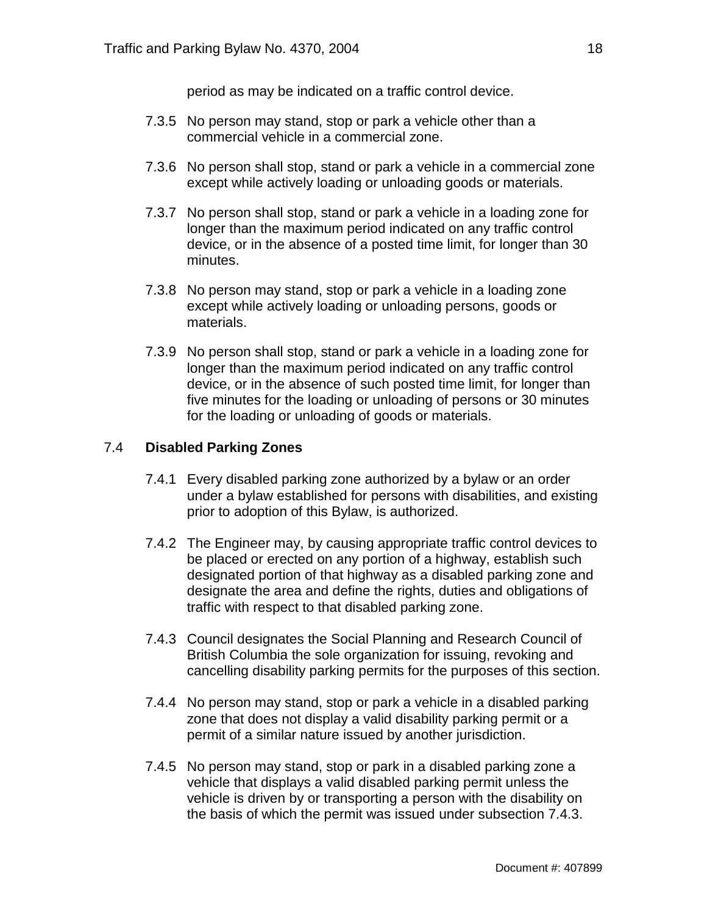period as may be indicated on a traffic control device.

7.3.5 No person may stand, stop or park a vehicle other than a commercial vehicle in a commercial zone.

7.3.6 No person shall stop, stand or park a vehicle in a commercial zone except while actively loading or unloading goods or materials.

7.3.7 No person shall stop, stand or park a vehicle in a loading zone for longer than the maximum period indicated on any traffic control device, or in the absence of a posted time limit, for longer than 30 minutes.

7.3.8 No person may stand, stop or park a vehicle in a loading zone except while actively loading or unloading persons, goods or materials.

7.3.9 No person shall stop, stand or park a vehicle in a loading zone for longer than the maximum period indicated on any traffic control device, or in the absence of such posted time limit, for longer than five minutes for the loading or unloading of persons or 30 minutes for the loading or unloading of goods or materials.

## 7.4 **Disabled Parking Zones**

7.4.1 Every disabled parking zone authorized by a bylaw or an order under a bylaw established for persons with disabilities, and existing prior to adoption of this Bylaw, is authorized.

7.4.2 The Engineer may, by causing appropriate traffic control devices to be placed or erected on any portion of a highway, establish such designated portion of that highway as a disabled parking zone and designate the area and define the rights, duties and obligations of traffic with respect to that disabled parking zone.

7.4.3 Council designates the Social Planning and Research Council of British Columbia the sole organization for issuing, revoking and cancelling disability parking permits for the purposes of this section.

7.4.4 No person may stand, stop or park a vehicle in a disabled parking zone that does not display a valid disability parking permit or a permit of a similar nature issued by another jurisdiction.

7.4.5 No person may stand, stop or park in a disabled parking zone a vehicle that displays a valid disabled parking permit unless the vehicle is driven by or transporting a person with the disability on the basis of which the permit was issued under subsection 7.4.3.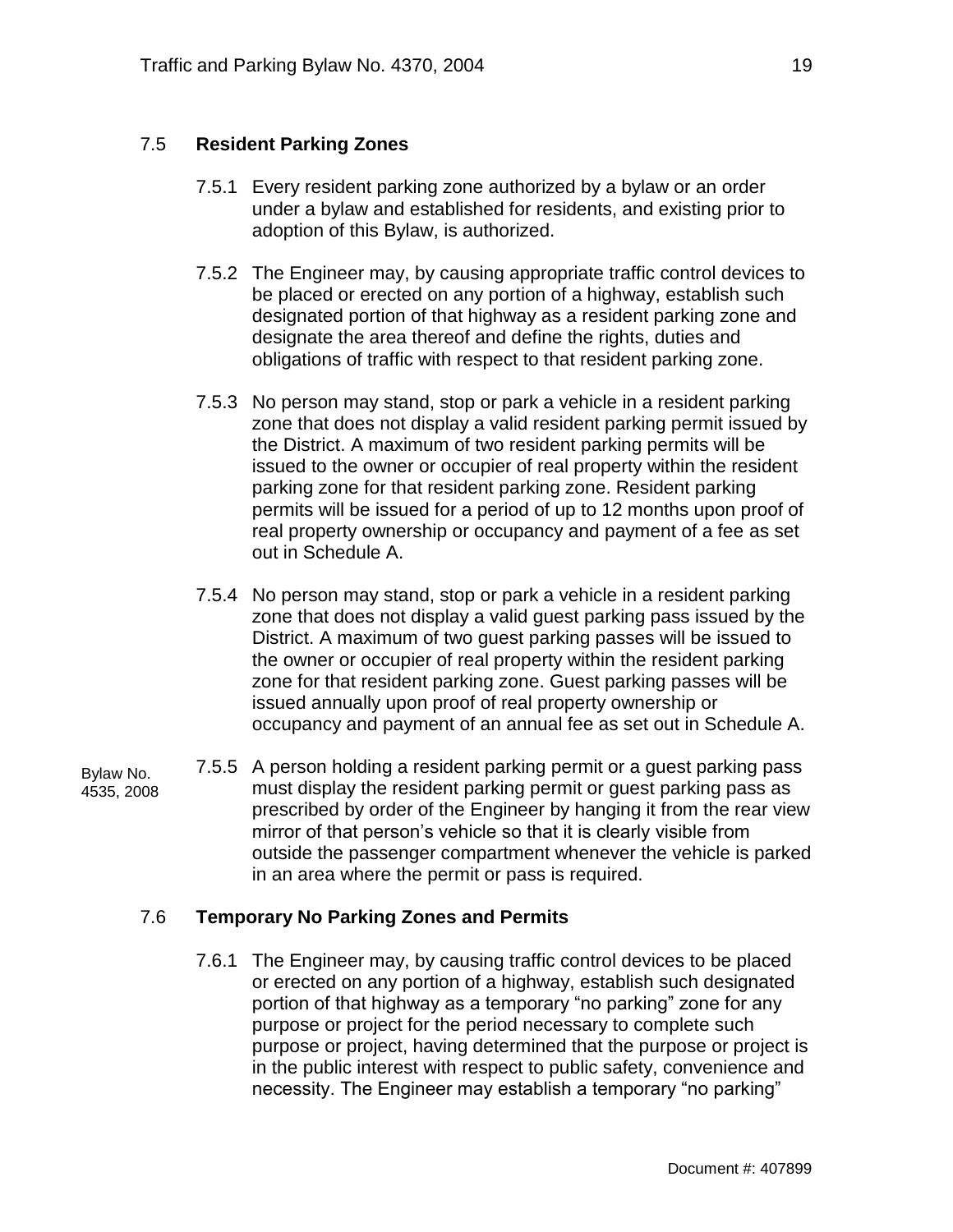### 7.5 Resident Parking Zones

7.5.1 Every resident parking zone authorized by a bylaw or an order under a bylaw and established for residents, and existing prior to adoption of this Bylaw, is authorized.

7.5.2 The Engineer may, by causing appropriate traffic control devices to be placed or erected on any portion of a highway, establish such designated portion of that highway as a resident parking zone and designate the area thereof and define the rights, duties and obligations of traffic with respect to that resident parking zone.

7.5.3 No person may stand, stop or park a vehicle in a resident parking zone that does not display a valid resident parking permit issued by the District. A maximum of two resident parking permits will be issued to the owner or occupier of real property within the resident parking zone for that resident parking zone. Resident parking permits will be issued for a period of up to 12 months upon proof of real property ownership or occupancy and payment of a fee as set out in Schedule A.

7.5.4 No person may stand, stop or park a vehicle in a resident parking zone that does not display a valid guest parking pass issued by the District. A maximum of two guest parking passes will be issued to the owner or occupier of real property within the resident parking zone for that resident parking zone. Guest parking passes will be issued annually upon proof of real property ownership or occupancy and payment of an annual fee as set out in Schedule A.

Bylaw No. 4535, 2008

7.5.5 A person holding a resident parking permit or a guest parking pass must display the resident parking permit or guest parking pass as prescribed by order of the Engineer by hanging it from the rear view mirror of that person's vehicle so that it is clearly visible from outside the passenger compartment whenever the vehicle is parked in an area where the permit or pass is required.

### 7.6 Temporary No Parking Zones and Permits

7.6.1 The Engineer may, by causing traffic control devices to be placed or erected on any portion of a highway, establish such designated portion of that highway as a temporary "no parking" zone for any purpose or project for the period necessary to complete such purpose or project, having determined that the purpose or project is in the public interest with respect to public safety, convenience and necessity. The Engineer may establish a temporary "no parking"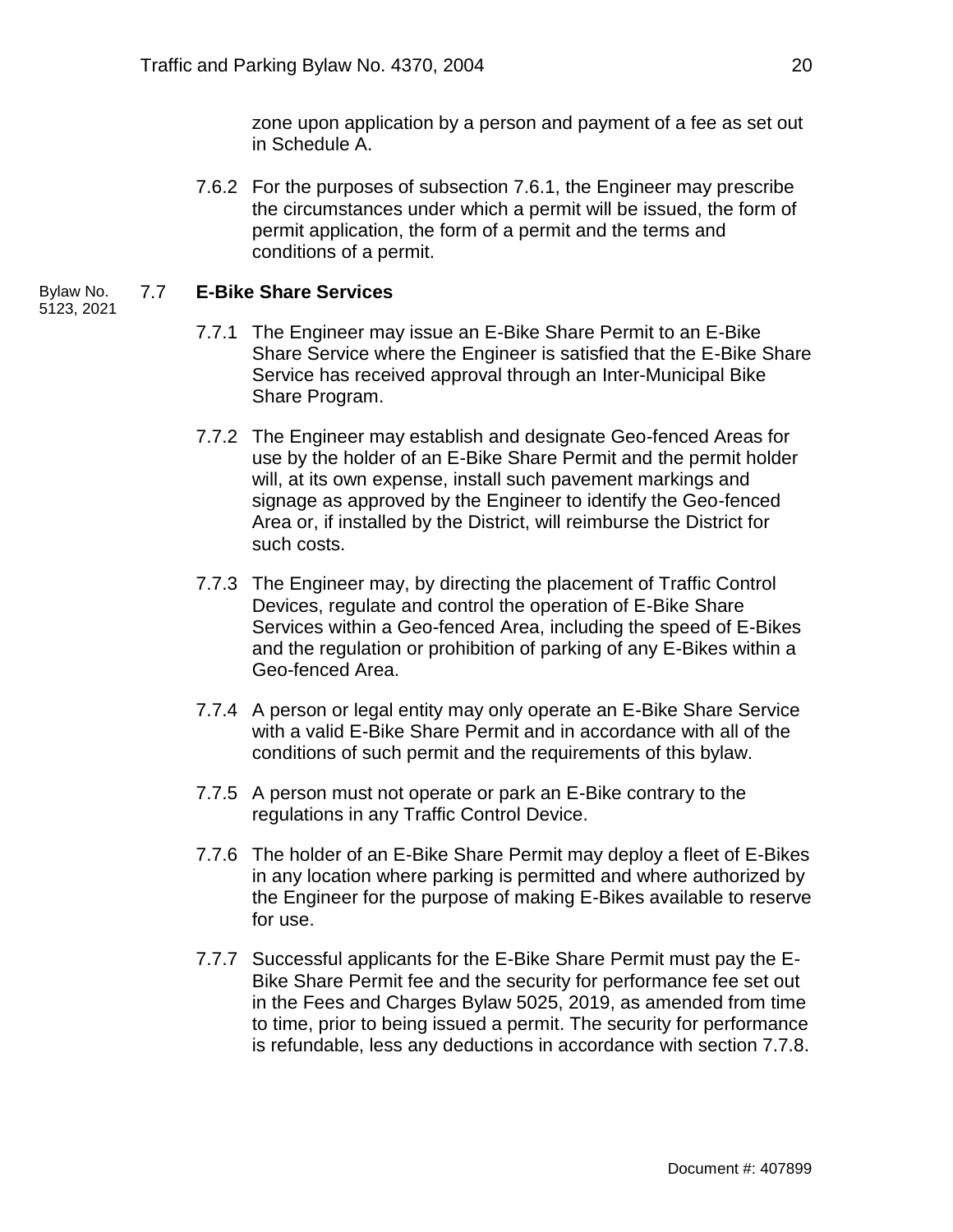zone upon application by a person and payment of a fee as set out in Schedule A.

7.6.2 For the purposes of subsection 7.6.1, the Engineer may prescribe the circumstances under which a permit will be issued, the form of permit application, the form of a permit and the terms and conditions of a permit.

Bylaw No. 5123, 2021

### 7.7 E-Bike Share Services

7.7.1 The Engineer may issue an E-Bike Share Permit to an E-Bike Share Service where the Engineer is satisfied that the E-Bike Share Service has received approval through an Inter-Municipal Bike Share Program.

7.7.2 The Engineer may establish and designate Geo-fenced Areas for use by the holder of an E-Bike Share Permit and the permit holder will, at its own expense, install such pavement markings and signage as approved by the Engineer to identify the Geo-fenced Area or, if installed by the District, will reimburse the District for such costs.

7.7.3 The Engineer may, by directing the placement of Traffic Control Devices, regulate and control the operation of E-Bike Share Services within a Geo-fenced Area, including the speed of E-Bikes and the regulation or prohibition of parking of any E-Bikes within a Geo-fenced Area.

7.7.4 A person or legal entity may only operate an E-Bike Share Service with a valid E-Bike Share Permit and in accordance with all of the conditions of such permit and the requirements of this bylaw.

7.7.5 A person must not operate or park an E-Bike contrary to the regulations in any Traffic Control Device.

7.7.6 The holder of an E-Bike Share Permit may deploy a fleet of E-Bikes in any location where parking is permitted and where authorized by the Engineer for the purpose of making E-Bikes available to reserve for use.

7.7.7 Successful applicants for the E-Bike Share Permit must pay the E-Bike Share Permit fee and the security for performance fee set out in the Fees and Charges Bylaw 5025, 2019, as amended from time to time, prior to being issued a permit. The security for performance is refundable, less any deductions in accordance with section 7.7.8.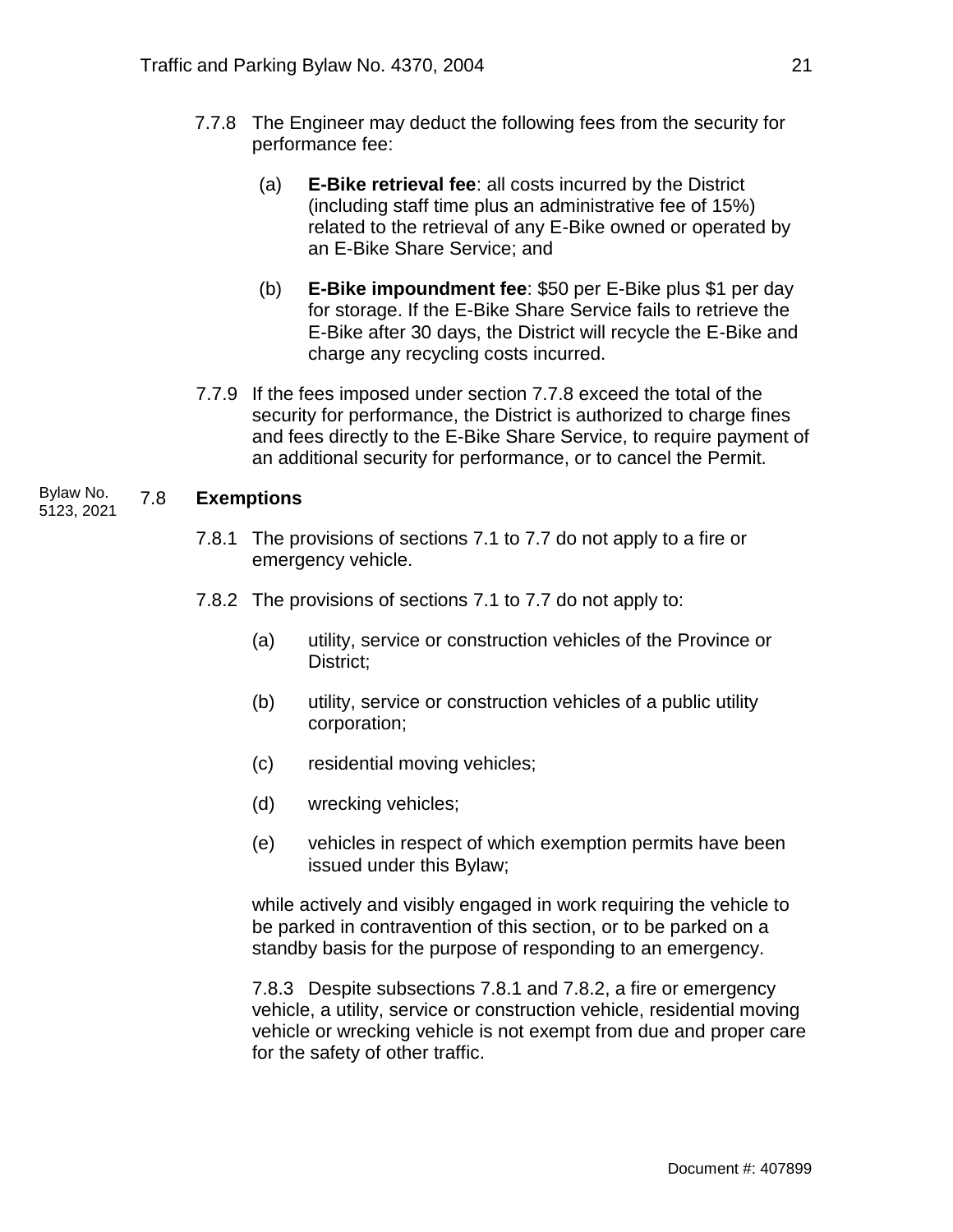7.7.8 The Engineer may deduct the following fees from the security for performance fee:

(a) **E-Bike retrieval fee**: all costs incurred by the District (including staff time plus an administrative fee of 15%) related to the retrieval of any E-Bike owned or operated by an E-Bike Share Service; and

(b) **E-Bike impoundment fee**: $50 per E-Bike plus $1 per day for storage. If the E-Bike Share Service fails to retrieve the E-Bike after 30 days, the District will recycle the E-Bike and charge any recycling costs incurred.

7.7.9 If the fees imposed under section 7.7.8 exceed the total of the security for performance, the District is authorized to charge fines and fees directly to the E-Bike Share Service, to require payment of an additional security for performance, or to cancel the Permit.

Bylaw No. 5123, 2021

7.8 **Exemptions**

7.8.1 The provisions of sections 7.1 to 7.7 do not apply to a fire or emergency vehicle.

7.8.2 The provisions of sections 7.1 to 7.7 do not apply to:

(a) utility, service or construction vehicles of the Province or District;

(b) utility, service or construction vehicles of a public utility corporation;

(c) residential moving vehicles;

(d) wrecking vehicles;

(e) vehicles in respect of which exemption permits have been issued under this Bylaw;

while actively and visibly engaged in work requiring the vehicle to be parked in contravention of this section, or to be parked on a standby basis for the purpose of responding to an emergency.

7.8.3 Despite subsections 7.8.1 and 7.8.2, a fire or emergency vehicle, a utility, service or construction vehicle, residential moving vehicle or wrecking vehicle is not exempt from due and proper care for the safety of other traffic.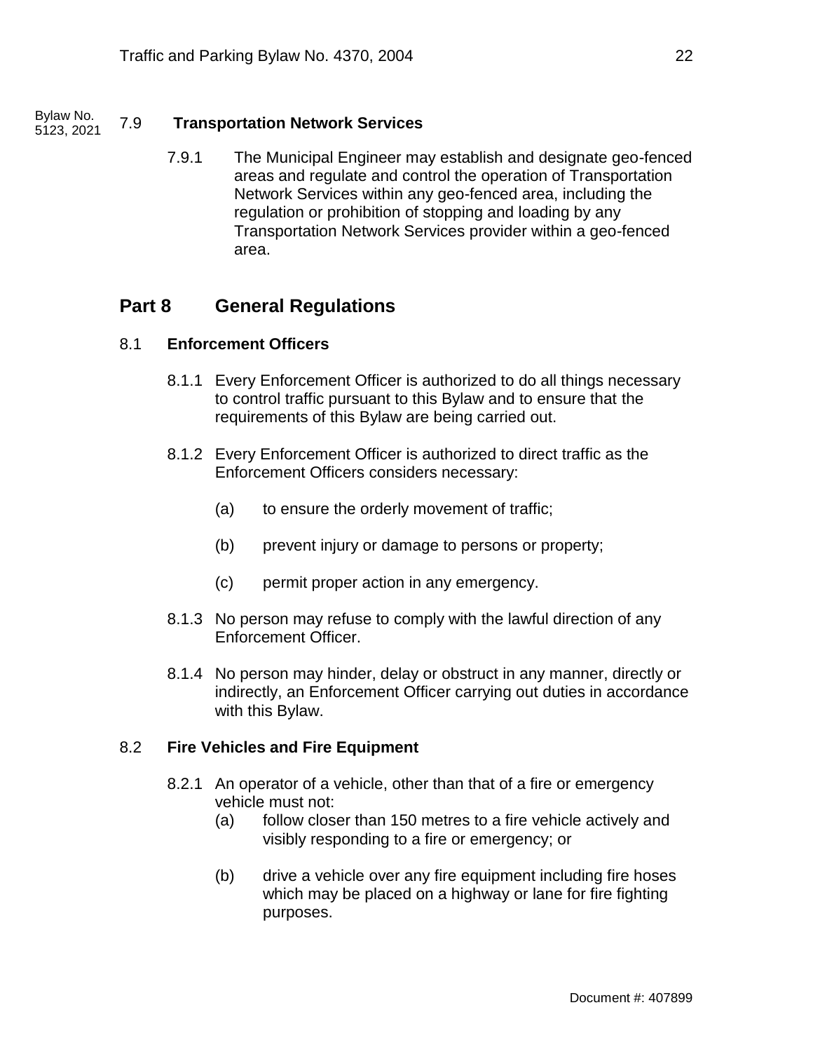Bylaw No. 5123, 2021

### 7.9 **Transportation Network Services**

7.9.1 The Municipal Engineer may establish and designate geo-fenced areas and regulate and control the operation of Transportation Network Services within any geo-fenced area, including the regulation or prohibition of stopping and loading by any Transportation Network Services provider within a geo-fenced area.

## Part 8 General Regulations

### 8.1 **Enforcement Officers**

8.1.1 Every Enforcement Officer is authorized to do all things necessary to control traffic pursuant to this Bylaw and to ensure that the requirements of this Bylaw are being carried out.

8.1.2 Every Enforcement Officer is authorized to direct traffic as the Enforcement Officers considers necessary:

(a) to ensure the orderly movement of traffic;

(b) prevent injury or damage to persons or property;

(c) permit proper action in any emergency.

8.1.3 No person may refuse to comply with the lawful direction of any Enforcement Officer.

8.1.4 No person may hinder, delay or obstruct in any manner, directly or indirectly, an Enforcement Officer carrying out duties in accordance with this Bylaw.

### 8.2 **Fire Vehicles and Fire Equipment**

8.2.1 An operator of a vehicle, other than that of a fire or emergency vehicle must not:

(a) follow closer than 150 metres to a fire vehicle actively and visibly responding to a fire or emergency; or

(b) drive a vehicle over any fire equipment including fire hoses which may be placed on a highway or lane for fire fighting purposes.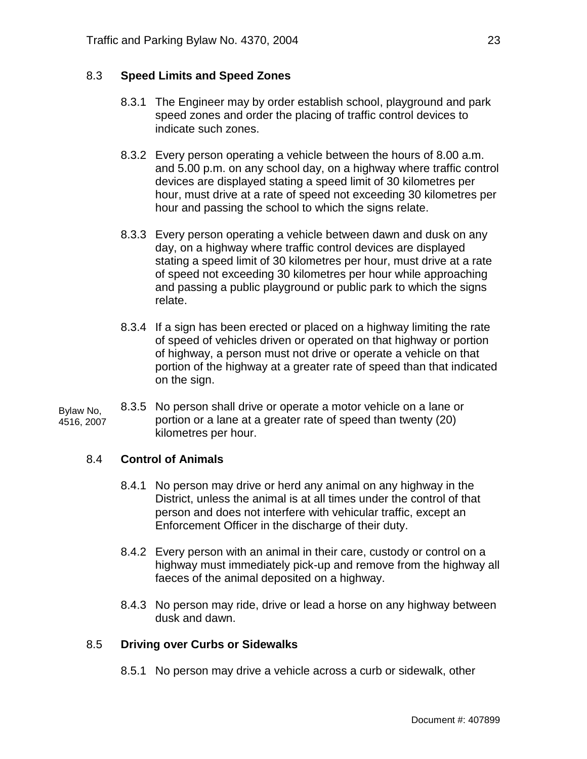## 8.3 Speed Limits and Speed Zones

8.3.1 The Engineer may by order establish school, playground and park speed zones and order the placing of traffic control devices to indicate such zones.

8.3.2 Every person operating a vehicle between the hours of 8.00 a.m. and 5.00 p.m. on any school day, on a highway where traffic control devices are displayed stating a speed limit of 30 kilometres per hour, must drive at a rate of speed not exceeding 30 kilometres per hour and passing the school to which the signs relate.

8.3.3 Every person operating a vehicle between dawn and dusk on any day, on a highway where traffic control devices are displayed stating a speed limit of 30 kilometres per hour, must drive at a rate of speed not exceeding 30 kilometres per hour while approaching and passing a public playground or public park to which the signs relate.

8.3.4 If a sign has been erected or placed on a highway limiting the rate of speed of vehicles driven or operated on that highway or portion of highway, a person must not drive or operate a vehicle on that portion of the highway at a greater rate of speed than that indicated on the sign.

Bylaw No, 4516, 2007

8.3.5 No person shall drive or operate a motor vehicle on a lane or portion or a lane at a greater rate of speed than twenty (20) kilometres per hour.

## 8.4 Control of Animals

8.4.1 No person may drive or herd any animal on any highway in the District, unless the animal is at all times under the control of that person and does not interfere with vehicular traffic, except an Enforcement Officer in the discharge of their duty.

8.4.2 Every person with an animal in their care, custody or control on a highway must immediately pick-up and remove from the highway all faeces of the animal deposited on a highway.

8.4.3 No person may ride, drive or lead a horse on any highway between dusk and dawn.

## 8.5 Driving over Curbs or Sidewalks

8.5.1 No person may drive a vehicle across a curb or sidewalk, other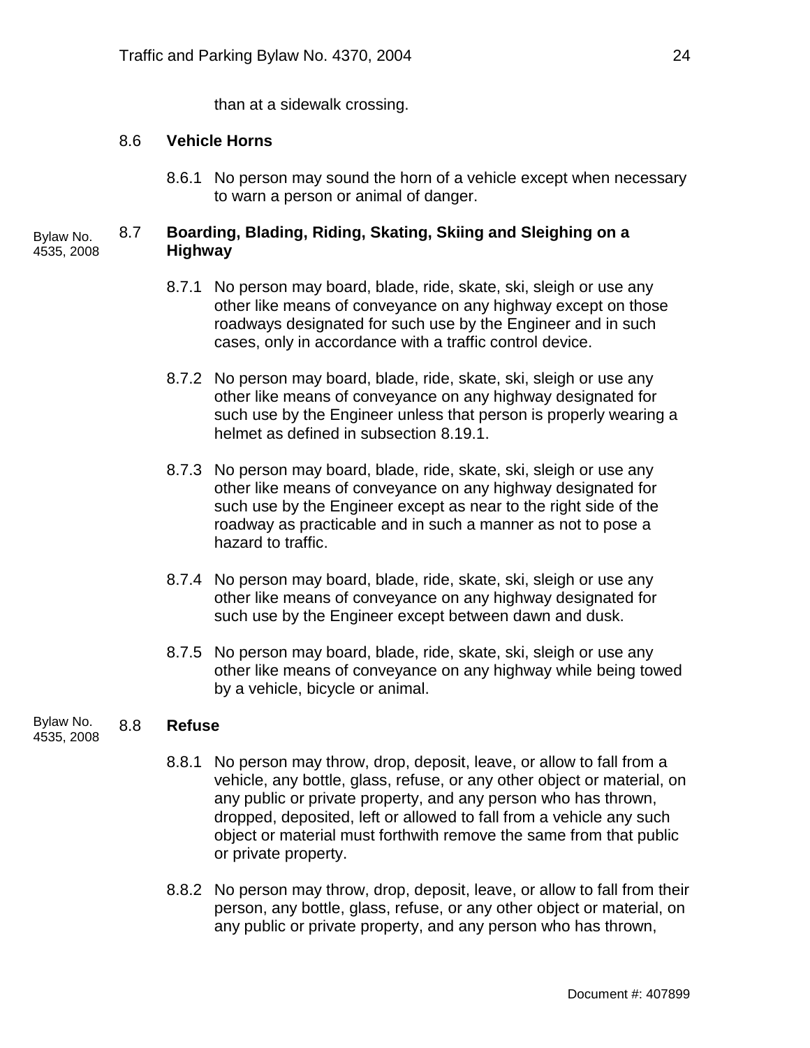than at a sidewalk crossing.

### 8.6 Vehicle Horns

8.6.1 No person may sound the horn of a vehicle except when necessary to warn a person or animal of danger.

Bylaw No. 4535, 2008

### 8.7 Boarding, Blading, Riding, Skating, Skiing and Sleighing on a Highway

8.7.1 No person may board, blade, ride, skate, ski, sleigh or use any other like means of conveyance on any highway except on those roadways designated for such use by the Engineer and in such cases, only in accordance with a traffic control device.

8.7.2 No person may board, blade, ride, skate, ski, sleigh or use any other like means of conveyance on any highway designated for such use by the Engineer unless that person is properly wearing a helmet as defined in subsection 8.19.1.

8.7.3 No person may board, blade, ride, skate, ski, sleigh or use any other like means of conveyance on any highway designated for such use by the Engineer except as near to the right side of the roadway as practicable and in such a manner as not to pose a hazard to traffic.

8.7.4 No person may board, blade, ride, skate, ski, sleigh or use any other like means of conveyance on any highway designated for such use by the Engineer except between dawn and dusk.

8.7.5 No person may board, blade, ride, skate, ski, sleigh or use any other like means of conveyance on any highway while being towed by a vehicle, bicycle or animal.

Bylaw No. 4535, 2008

### 8.8 Refuse

8.8.1 No person may throw, drop, deposit, leave, or allow to fall from a vehicle, any bottle, glass, refuse, or any other object or material, on any public or private property, and any person who has thrown, dropped, deposited, left or allowed to fall from a vehicle any such object or material must forthwith remove the same from that public or private property.

8.8.2 No person may throw, drop, deposit, leave, or allow to fall from their person, any bottle, glass, refuse, or any other object or material, on any public or private property, and any person who has thrown,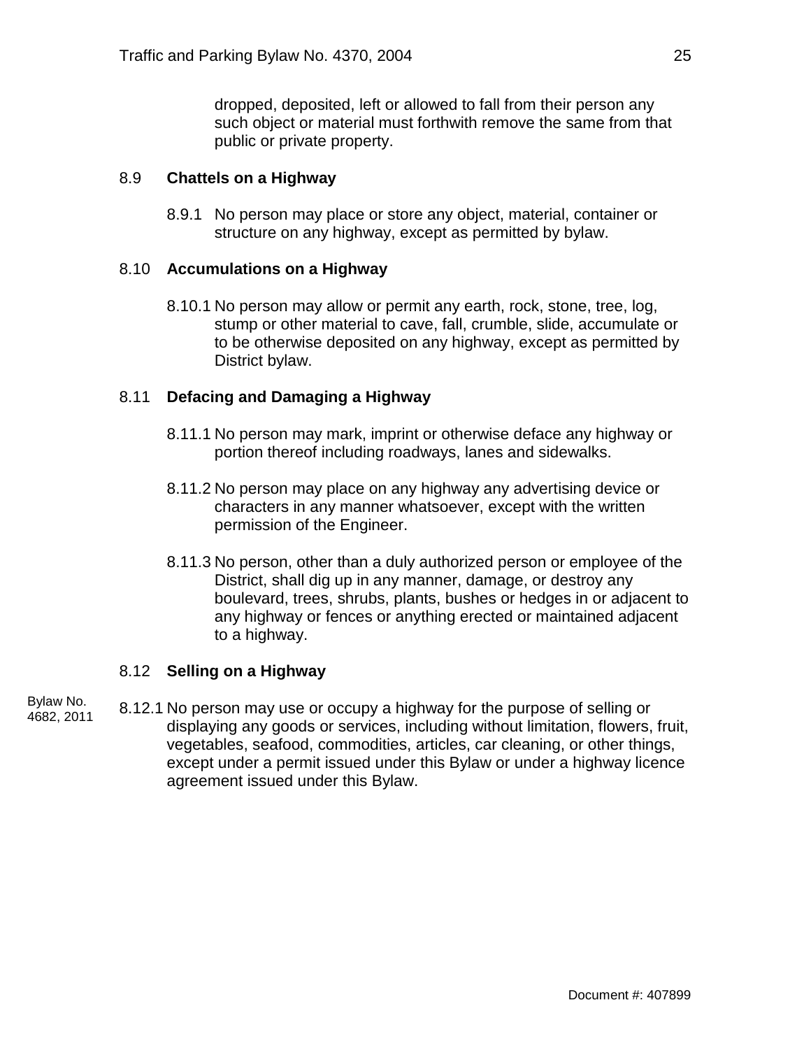dropped, deposited, left or allowed to fall from their person any such object or material must forthwith remove the same from that public or private property.

### 8.9 **Chattels on a Highway**

8.9.1 No person may place or store any object, material, container or structure on any highway, except as permitted by bylaw.

### 8.10 **Accumulations on a Highway**

8.10.1 No person may allow or permit any earth, rock, stone, tree, log, stump or other material to cave, fall, crumble, slide, accumulate or to be otherwise deposited on any highway, except as permitted by District bylaw.

### 8.11 **Defacing and Damaging a Highway**

8.11.1 No person may mark, imprint or otherwise deface any highway or portion thereof including roadways, lanes and sidewalks.

8.11.2 No person may place on any highway any advertising device or characters in any manner whatsoever, except with the written permission of the Engineer.

8.11.3 No person, other than a duly authorized person or employee of the District, shall dig up in any manner, damage, or destroy any boulevard, trees, shrubs, plants, bushes or hedges in or adjacent to any highway or fences or anything erected or maintained adjacent to a highway.

### 8.12 **Selling on a Highway**

Bylaw No. 4682, 2011

8.12.1 No person may use or occupy a highway for the purpose of selling or displaying any goods or services, including without limitation, flowers, fruit, vegetables, seafood, commodities, articles, car cleaning, or other things, except under a permit issued under this Bylaw or under a highway licence agreement issued under this Bylaw.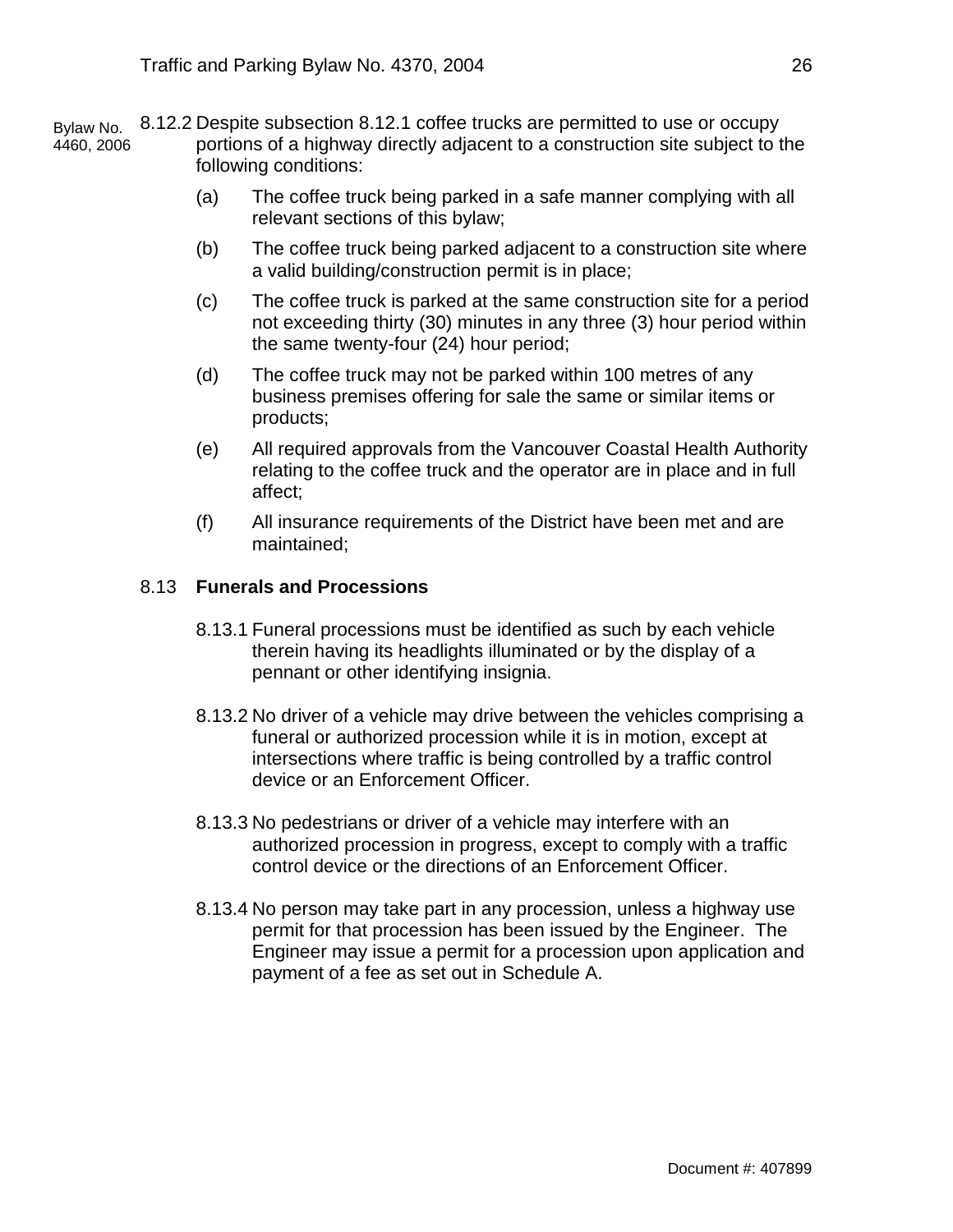Bylaw No. 4460, 2006

8.12.2 Despite subsection 8.12.1 coffee trucks are permitted to use or occupy portions of a highway directly adjacent to a construction site subject to the following conditions:

(a) The coffee truck being parked in a safe manner complying with all relevant sections of this bylaw;

(b) The coffee truck being parked adjacent to a construction site where a valid building/construction permit is in place;

(c) The coffee truck is parked at the same construction site for a period not exceeding thirty (30) minutes in any three (3) hour period within the same twenty-four (24) hour period;

(d) The coffee truck may not be parked within 100 metres of any business premises offering for sale the same or similar items or products;

(e) All required approvals from the Vancouver Coastal Health Authority relating to the coffee truck and the operator are in place and in full affect;

(f) All insurance requirements of the District have been met and are maintained;

## 8.13 **Funerals and Processions**

8.13.1 Funeral processions must be identified as such by each vehicle therein having its headlights illuminated or by the display of a pennant or other identifying insignia.

8.13.2 No driver of a vehicle may drive between the vehicles comprising a funeral or authorized procession while it is in motion, except at intersections where traffic is being controlled by a traffic control device or an Enforcement Officer.

8.13.3 No pedestrians or driver of a vehicle may interfere with an authorized procession in progress, except to comply with a traffic control device or the directions of an Enforcement Officer.

8.13.4 No person may take part in any procession, unless a highway use permit for that procession has been issued by the Engineer. The Engineer may issue a permit for a procession upon application and payment of a fee as set out in Schedule A.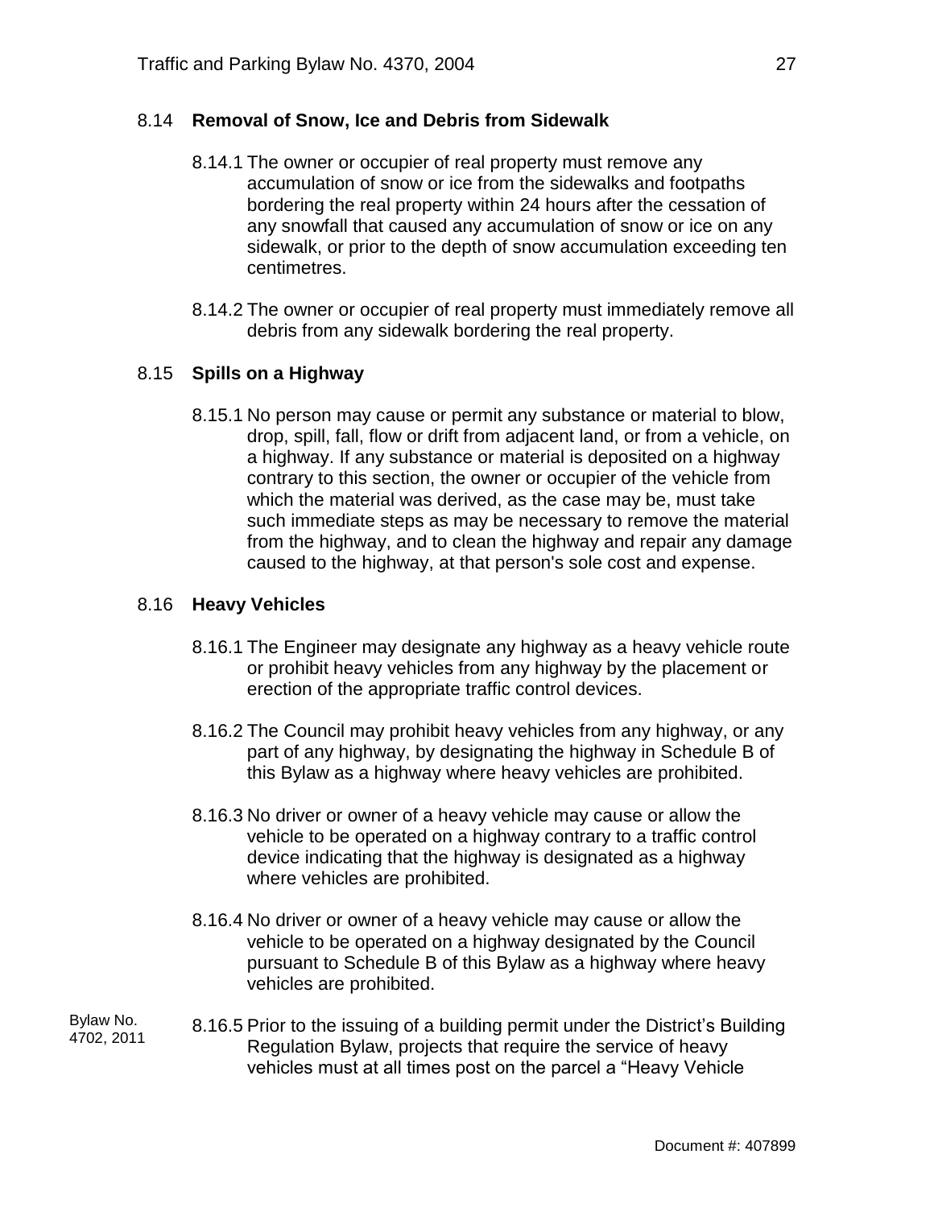### 8.14 **Removal of Snow, Ice and Debris from Sidewalk**

8.14.1 The owner or occupier of real property must remove any accumulation of snow or ice from the sidewalks and footpaths bordering the real property within 24 hours after the cessation of any snowfall that caused any accumulation of snow or ice on any sidewalk, or prior to the depth of snow accumulation exceeding ten centimetres.

8.14.2 The owner or occupier of real property must immediately remove all debris from any sidewalk bordering the real property.

### 8.15 **Spills on a Highway**

8.15.1 No person may cause or permit any substance or material to blow, drop, spill, fall, flow or drift from adjacent land, or from a vehicle, on a highway. If any substance or material is deposited on a highway contrary to this section, the owner or occupier of the vehicle from which the material was derived, as the case may be, must take such immediate steps as may be necessary to remove the material from the highway, and to clean the highway and repair any damage caused to the highway, at that person's sole cost and expense.

### 8.16 **Heavy Vehicles**

8.16.1 The Engineer may designate any highway as a heavy vehicle route or prohibit heavy vehicles from any highway by the placement or erection of the appropriate traffic control devices.

8.16.2 The Council may prohibit heavy vehicles from any highway, or any part of any highway, by designating the highway in Schedule B of this Bylaw as a highway where heavy vehicles are prohibited.

8.16.3 No driver or owner of a heavy vehicle may cause or allow the vehicle to be operated on a highway contrary to a traffic control device indicating that the highway is designated as a highway where vehicles are prohibited.

8.16.4 No driver or owner of a heavy vehicle may cause or allow the vehicle to be operated on a highway designated by the Council pursuant to Schedule B of this Bylaw as a highway where heavy vehicles are prohibited.

Bylaw No. 4702, 2011

8.16.5 Prior to the issuing of a building permit under the District's Building Regulation Bylaw, projects that require the service of heavy vehicles must at all times post on the parcel a "Heavy Vehicle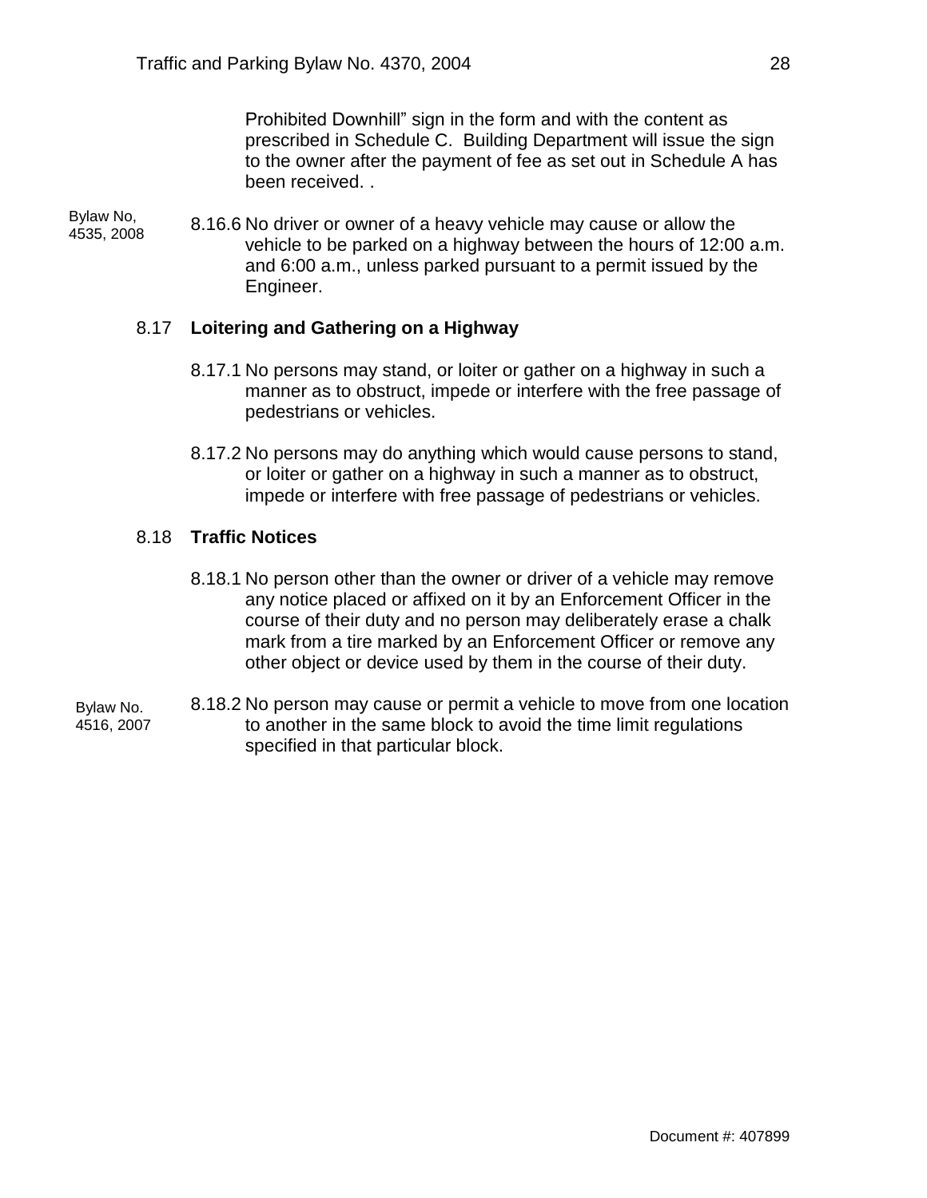Prohibited Downhill" sign in the form and with the content as prescribed in Schedule C. Building Department will issue the sign to the owner after the payment of fee as set out in Schedule A has been received. .

Bylaw No, 4535, 2008

8.16.6 No driver or owner of a heavy vehicle may cause or allow the vehicle to be parked on a highway between the hours of 12:00 a.m. and 6:00 a.m., unless parked pursuant to a permit issued by the Engineer.

### 8.17 **Loitering and Gathering on a Highway**

8.17.1 No persons may stand, or loiter or gather on a highway in such a manner as to obstruct, impede or interfere with the free passage of pedestrians or vehicles.

8.17.2 No persons may do anything which would cause persons to stand, or loiter or gather on a highway in such a manner as to obstruct, impede or interfere with free passage of pedestrians or vehicles.

### 8.18 **Traffic Notices**

8.18.1 No person other than the owner or driver of a vehicle may remove any notice placed or affixed on it by an Enforcement Officer in the course of their duty and no person may deliberately erase a chalk mark from a tire marked by an Enforcement Officer or remove any other object or device used by them in the course of their duty.

Bylaw No. 4516, 2007

8.18.2 No person may cause or permit a vehicle to move from one location to another in the same block to avoid the time limit regulations specified in that particular block.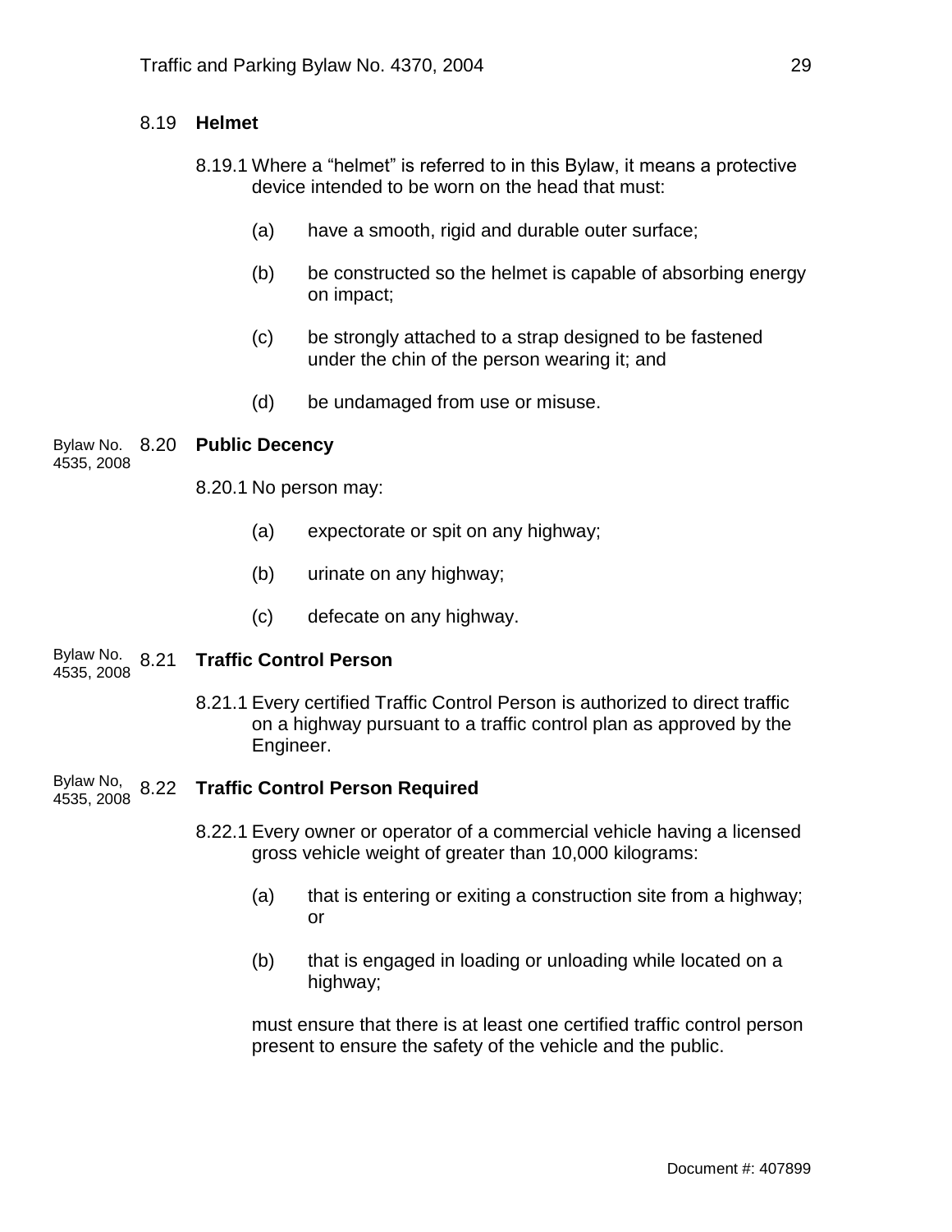### 8.19 Helmet

8.19.1 Where a “helmet” is referred to in this Bylaw, it means a protective device intended to be worn on the head that must:

(a) have a smooth, rigid and durable outer surface;

(b) be constructed so the helmet is capable of absorbing energy on impact;

(c) be strongly attached to a strap designed to be fastened under the chin of the person wearing it; and

(d) be undamaged from use or misuse.

Bylaw No. 4535, 2008

### 8.20 Public Decency

8.20.1 No person may:

(a) expectorate or spit on any highway;

(b) urinate on any highway;

(c) defecate on any highway.

Bylaw No. 4535, 2008

### 8.21 Traffic Control Person

8.21.1 Every certified Traffic Control Person is authorized to direct traffic on a highway pursuant to a traffic control plan as approved by the Engineer.

Bylaw No, 4535, 2008

### 8.22 Traffic Control Person Required

8.22.1 Every owner or operator of a commercial vehicle having a licensed gross vehicle weight of greater than 10,000 kilograms:

(a) that is entering or exiting a construction site from a highway; or

(b) that is engaged in loading or unloading while located on a highway;

must ensure that there is at least one certified traffic control person present to ensure the safety of the vehicle and the public.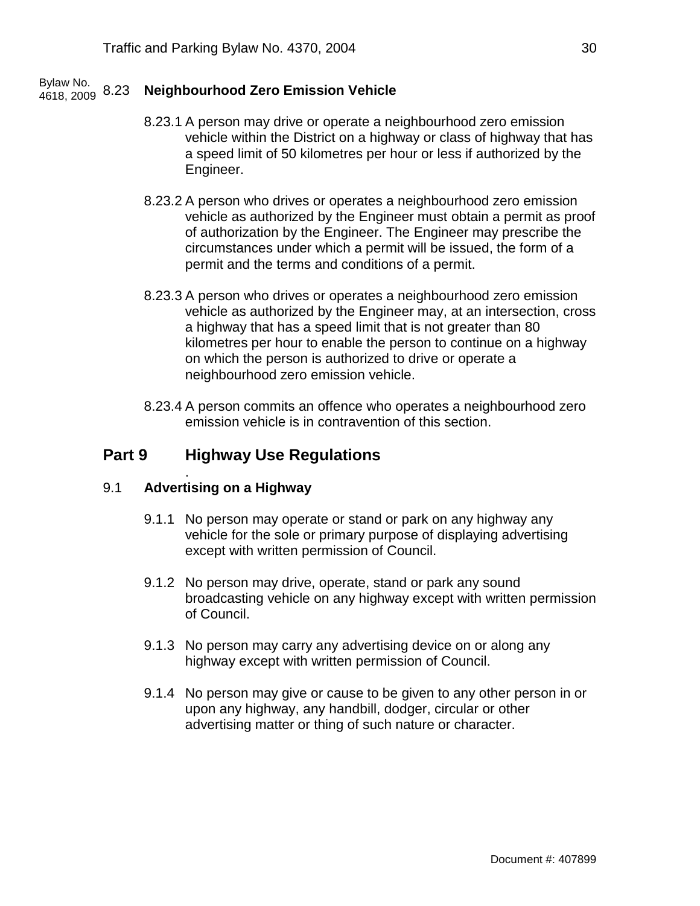Bylaw No. 4618, 2009

### 8.23 Neighbourhood Zero Emission Vehicle

8.23.1 A person may drive or operate a neighbourhood zero emission vehicle within the District on a highway or class of highway that has a speed limit of 50 kilometres per hour or less if authorized by the Engineer.

8.23.2 A person who drives or operates a neighbourhood zero emission vehicle as authorized by the Engineer must obtain a permit as proof of authorization by the Engineer. The Engineer may prescribe the circumstances under which a permit will be issued, the form of a permit and the terms and conditions of a permit.

8.23.3 A person who drives or operates a neighbourhood zero emission vehicle as authorized by the Engineer may, at an intersection, cross a highway that has a speed limit that is not greater than 80 kilometres per hour to enable the person to continue on a highway on which the person is authorized to drive or operate a neighbourhood zero emission vehicle.

8.23.4 A person commits an offence who operates a neighbourhood zero emission vehicle is in contravention of this section.

## Part 9 Highway Use Regulations

.

### 9.1 Advertising on a Highway

9.1.1 No person may operate or stand or park on any highway any vehicle for the sole or primary purpose of displaying advertising except with written permission of Council.

9.1.2 No person may drive, operate, stand or park any sound broadcasting vehicle on any highway except with written permission of Council.

9.1.3 No person may carry any advertising device on or along any highway except with written permission of Council.

9.1.4 No person may give or cause to be given to any other person in or upon any highway, any handbill, dodger, circular or other advertising matter or thing of such nature or character.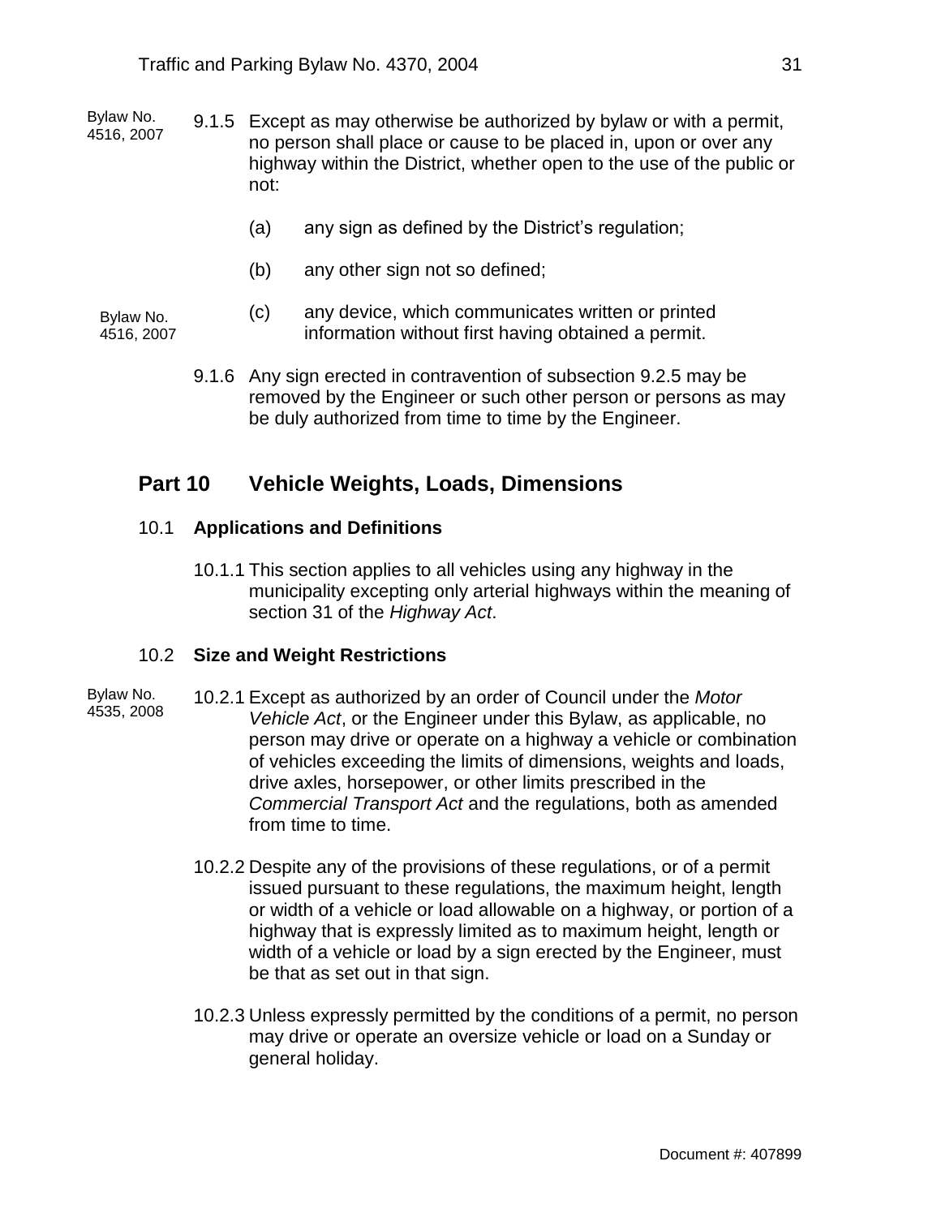Bylaw No. 4516, 2007

9.1.5 Except as may otherwise be authorized by bylaw or with a permit, no person shall place or cause to be placed in, upon or over any highway within the District, whether open to the use of the public or not:

(a) any sign as defined by the District's regulation;

(b) any other sign not so defined;

Bylaw No. 4516, 2007

(c) any device, which communicates written or printed information without first having obtained a permit.

9.1.6 Any sign erected in contravention of subsection 9.2.5 may be removed by the Engineer or such other person or persons as may be duly authorized from time to time by the Engineer.

## Part 10 Vehicle Weights, Loads, Dimensions

### 10.1 Applications and Definitions

10.1.1 This section applies to all vehicles using any highway in the municipality excepting only arterial highways within the meaning of section 31 of the *Highway Act*.

### 10.2 Size and Weight Restrictions

Bylaw No. 4535, 2008

10.2.1 Except as authorized by an order of Council under the *Motor Vehicle Act*, or the Engineer under this Bylaw, as applicable, no person may drive or operate on a highway a vehicle or combination of vehicles exceeding the limits of dimensions, weights and loads, drive axles, horsepower, or other limits prescribed in the *Commercial Transport Act* and the regulations, both as amended from time to time.

10.2.2 Despite any of the provisions of these regulations, or of a permit issued pursuant to these regulations, the maximum height, length or width of a vehicle or load allowable on a highway, or portion of a highway that is expressly limited as to maximum height, length or width of a vehicle or load by a sign erected by the Engineer, must be that as set out in that sign.

10.2.3 Unless expressly permitted by the conditions of a permit, no person may drive or operate an oversize vehicle or load on a Sunday or general holiday.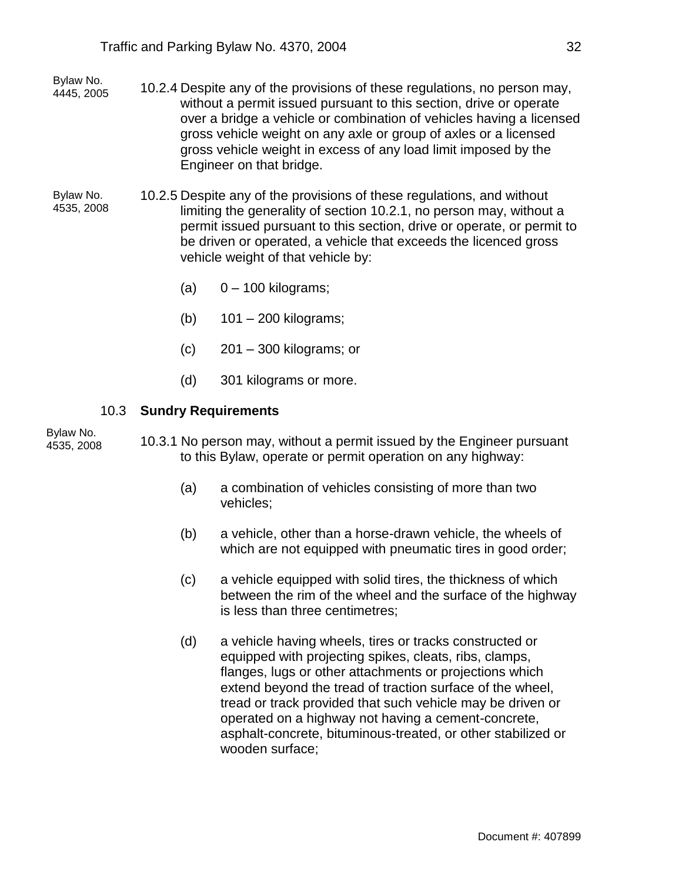Bylaw No. 4445, 2005

10.2.4 Despite any of the provisions of these regulations, no person may, without a permit issued pursuant to this section, drive or operate over a bridge a vehicle or combination of vehicles having a licensed gross vehicle weight on any axle or group of axles or a licensed gross vehicle weight in excess of any load limit imposed by the Engineer on that bridge.

Bylaw No. 4535, 2008

10.2.5 Despite any of the provisions of these regulations, and without limiting the generality of section 10.2.1, no person may, without a permit issued pursuant to this section, drive or operate, or permit to be driven or operated, a vehicle that exceeds the licenced gross vehicle weight of that vehicle by:

(a) 0 – 100 kilograms;

(b) 101 – 200 kilograms;

(c) 201 – 300 kilograms; or

(d) 301 kilograms or more.

### 10.3 Sundry Requirements

Bylaw No. 4535, 2008

10.3.1 No person may, without a permit issued by the Engineer pursuant to this Bylaw, operate or permit operation on any highway:

(a) a combination of vehicles consisting of more than two vehicles;

(b) a vehicle, other than a horse-drawn vehicle, the wheels of which are not equipped with pneumatic tires in good order;

(c) a vehicle equipped with solid tires, the thickness of which between the rim of the wheel and the surface of the highway is less than three centimetres;

(d) a vehicle having wheels, tires or tracks constructed or equipped with projecting spikes, cleats, ribs, clamps, flanges, lugs or other attachments or projections which extend beyond the tread of traction surface of the wheel, tread or track provided that such vehicle may be driven or operated on a highway not having a cement-concrete, asphalt-concrete, bituminous-treated, or other stabilized or wooden surface;

Document #: 407899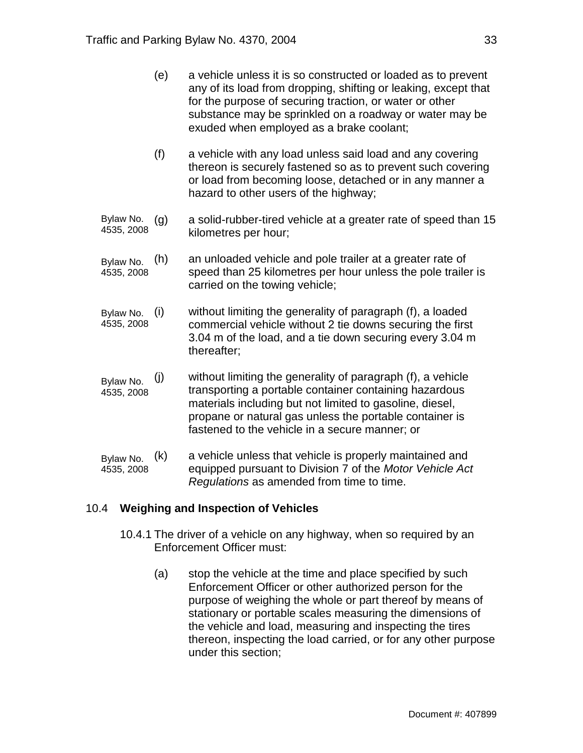(e) a vehicle unless it is so constructed or loaded as to prevent any of its load from dropping, shifting or leaking, except that for the purpose of securing traction, or water or other substance may be sprinkled on a roadway or water may be exuded when employed as a brake coolant;

(f) a vehicle with any load unless said load and any covering thereon is securely fastened so as to prevent such covering or load from becoming loose, detached or in any manner a hazard to other users of the highway;

Bylaw No. 4535, 2008 (g) a solid-rubber-tired vehicle at a greater rate of speed than 15 kilometres per hour;

Bylaw No. 4535, 2008 (h) an unloaded vehicle and pole trailer at a greater rate of speed than 25 kilometres per hour unless the pole trailer is carried on the towing vehicle;

Bylaw No. 4535, 2008 (i) without limiting the generality of paragraph (f), a loaded commercial vehicle without 2 tie downs securing the first 3.04 m of the load, and a tie down securing every 3.04 m thereafter;

Bylaw No. 4535, 2008 (j) without limiting the generality of paragraph (f), a vehicle transporting a portable container containing hazardous materials including but not limited to gasoline, diesel, propane or natural gas unless the portable container is fastened to the vehicle in a secure manner; or

Bylaw No. 4535, 2008 (k) a vehicle unless that vehicle is properly maintained and equipped pursuant to Division 7 of the *Motor Vehicle Act Regulations* as amended from time to time.

## 10.4 **Weighing and Inspection of Vehicles**

10.4.1 The driver of a vehicle on any highway, when so required by an Enforcement Officer must:

(a) stop the vehicle at the time and place specified by such Enforcement Officer or other authorized person for the purpose of weighing the whole or part thereof by means of stationary or portable scales measuring the dimensions of the vehicle and load, measuring and inspecting the tires thereon, inspecting the load carried, or for any other purpose under this section;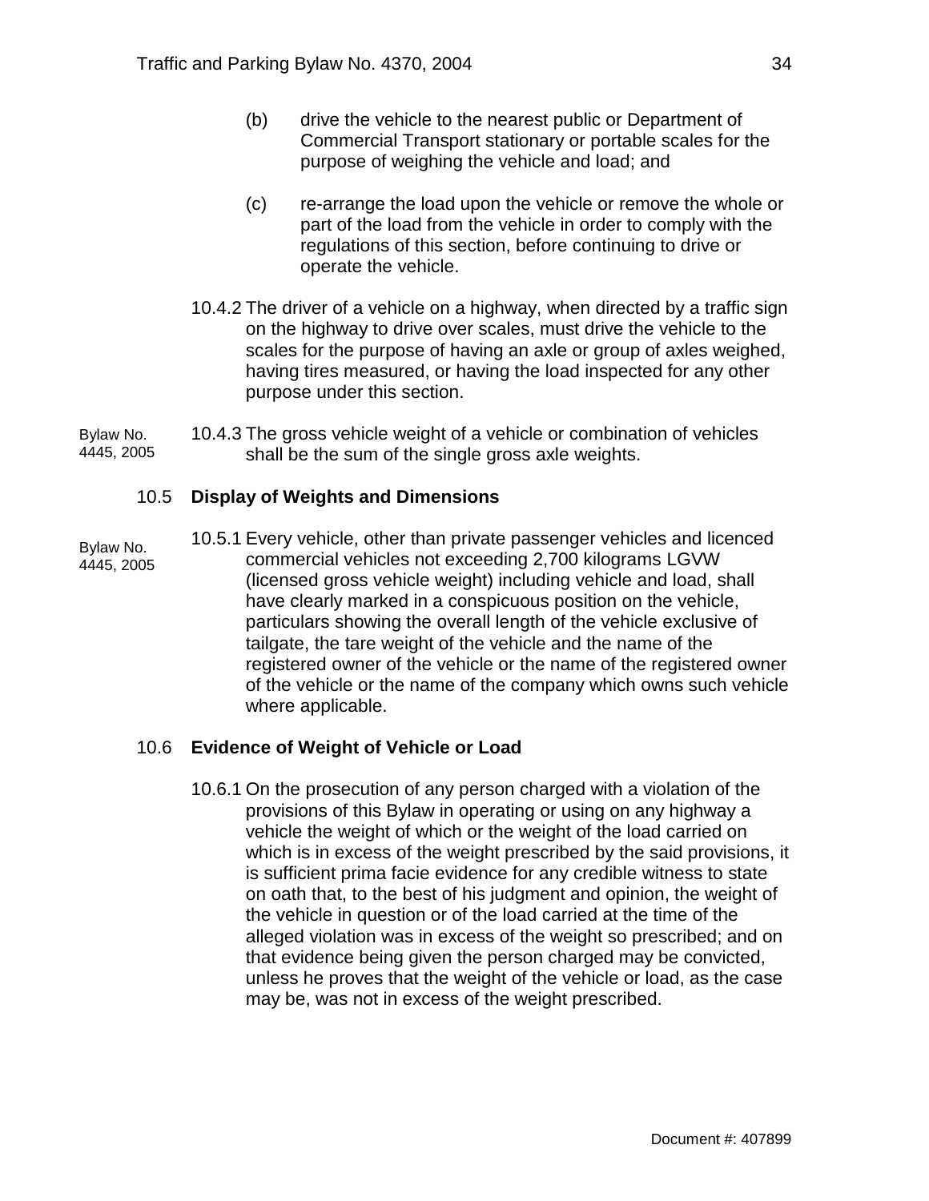(b) drive the vehicle to the nearest public or Department of Commercial Transport stationary or portable scales for the purpose of weighing the vehicle and load; and

(c) re-arrange the load upon the vehicle or remove the whole or part of the load from the vehicle in order to comply with the regulations of this section, before continuing to drive or operate the vehicle.

10.4.2 The driver of a vehicle on a highway, when directed by a traffic sign on the highway to drive over scales, must drive the vehicle to the scales for the purpose of having an axle or group of axles weighed, having tires measured, or having the load inspected for any other purpose under this section.

Bylaw No. 4445, 2005

10.4.3 The gross vehicle weight of a vehicle or combination of vehicles shall be the sum of the single gross axle weights.

### 10.5 Display of Weights and Dimensions

Bylaw No. 4445, 2005

10.5.1 Every vehicle, other than private passenger vehicles and licenced commercial vehicles not exceeding 2,700 kilograms LGVW (licensed gross vehicle weight) including vehicle and load, shall have clearly marked in a conspicuous position on the vehicle, particulars showing the overall length of the vehicle exclusive of tailgate, the tare weight of the vehicle and the name of the registered owner of the vehicle or the name of the registered owner of the vehicle or the name of the company which owns such vehicle where applicable.

### 10.6 Evidence of Weight of Vehicle or Load

10.6.1 On the prosecution of any person charged with a violation of the provisions of this Bylaw in operating or using on any highway a vehicle the weight of which or the weight of the load carried on which is in excess of the weight prescribed by the said provisions, it is sufficient prima facie evidence for any credible witness to state on oath that, to the best of his judgment and opinion, the weight of the vehicle in question or of the load carried at the time of the alleged violation was in excess of the weight so prescribed; and on that evidence being given the person charged may be convicted, unless he proves that the weight of the vehicle or load, as the case may be, was not in excess of the weight prescribed.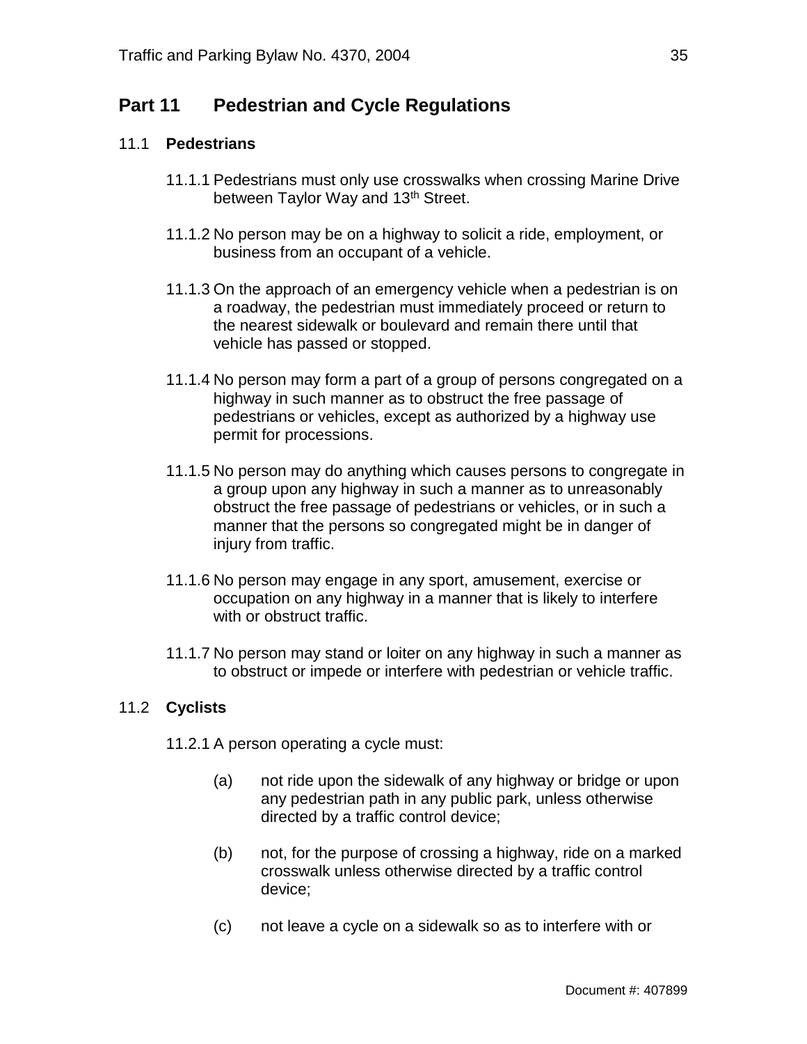## Part 11 Pedestrian and Cycle Regulations

### 11.1 Pedestrians

11.1.1 Pedestrians must only use crosswalks when crossing Marine Drive between Taylor Way and 13th Street.

11.1.2 No person may be on a highway to solicit a ride, employment, or business from an occupant of a vehicle.

11.1.3 On the approach of an emergency vehicle when a pedestrian is on a roadway, the pedestrian must immediately proceed or return to the nearest sidewalk or boulevard and remain there until that vehicle has passed or stopped.

11.1.4 No person may form a part of a group of persons congregated on a highway in such manner as to obstruct the free passage of pedestrians or vehicles, except as authorized by a highway use permit for processions.

11.1.5 No person may do anything which causes persons to congregate in a group upon any highway in such a manner as to unreasonably obstruct the free passage of pedestrians or vehicles, or in such a manner that the persons so congregated might be in danger of injury from traffic.

11.1.6 No person may engage in any sport, amusement, exercise or occupation on any highway in a manner that is likely to interfere with or obstruct traffic.

11.1.7 No person may stand or loiter on any highway in such a manner as to obstruct or impede or interfere with pedestrian or vehicle traffic.

### 11.2 Cyclists

11.2.1 A person operating a cycle must:

(a) not ride upon the sidewalk of any highway or bridge or upon any pedestrian path in any public park, unless otherwise directed by a traffic control device;

(b) not, for the purpose of crossing a highway, ride on a marked crosswalk unless otherwise directed by a traffic control device;

(c) not leave a cycle on a sidewalk so as to interfere with or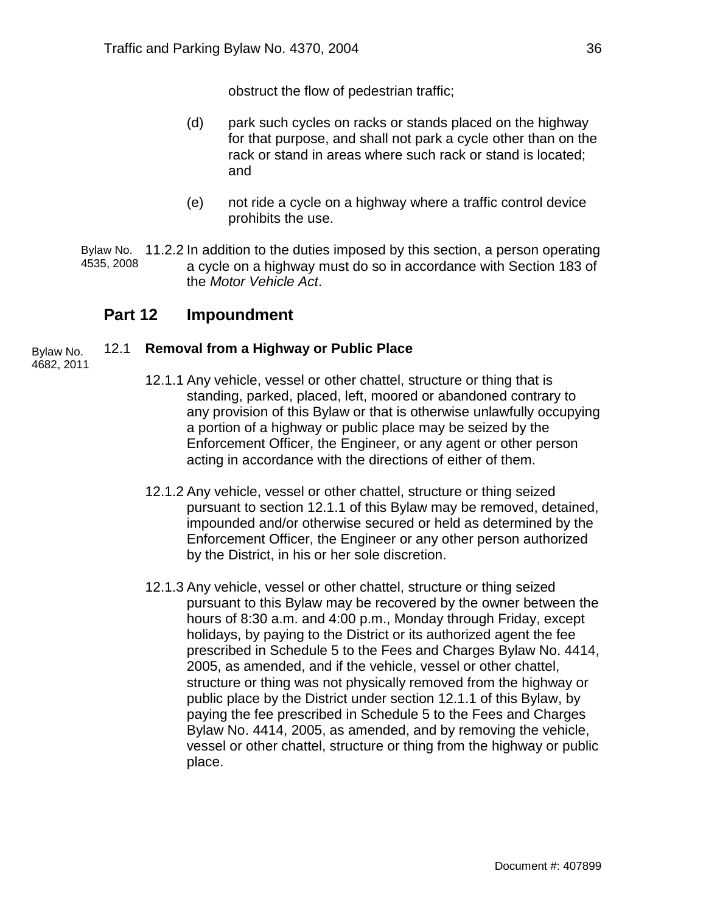obstruct the flow of pedestrian traffic;

(d) park such cycles on racks or stands placed on the highway for that purpose, and shall not park a cycle other than on the rack or stand in areas where such rack or stand is located; and

(e) not ride a cycle on a highway where a traffic control device prohibits the use.

Bylaw No. 4535, 2008

11.2.2 In addition to the duties imposed by this section, a person operating a cycle on a highway must do so in accordance with Section 183 of the *Motor Vehicle Act*.

## Part 12 Impoundment

Bylaw No. 4682, 2011

### 12.1 Removal from a Highway or Public Place

12.1.1 Any vehicle, vessel or other chattel, structure or thing that is standing, parked, placed, left, moored or abandoned contrary to any provision of this Bylaw or that is otherwise unlawfully occupying a portion of a highway or public place may be seized by the Enforcement Officer, the Engineer, or any agent or other person acting in accordance with the directions of either of them.

12.1.2 Any vehicle, vessel or other chattel, structure or thing seized pursuant to section 12.1.1 of this Bylaw may be removed, detained, impounded and/or otherwise secured or held as determined by the Enforcement Officer, the Engineer or any other person authorized by the District, in his or her sole discretion.

12.1.3 Any vehicle, vessel or other chattel, structure or thing seized pursuant to this Bylaw may be recovered by the owner between the hours of 8:30 a.m. and 4:00 p.m., Monday through Friday, except holidays, by paying to the District or its authorized agent the fee prescribed in Schedule 5 to the Fees and Charges Bylaw No. 4414, 2005, as amended, and if the vehicle, vessel or other chattel, structure or thing was not physically removed from the highway or public place by the District under section 12.1.1 of this Bylaw, by paying the fee prescribed in Schedule 5 to the Fees and Charges Bylaw No. 4414, 2005, as amended, and by removing the vehicle, vessel or other chattel, structure or thing from the highway or public place.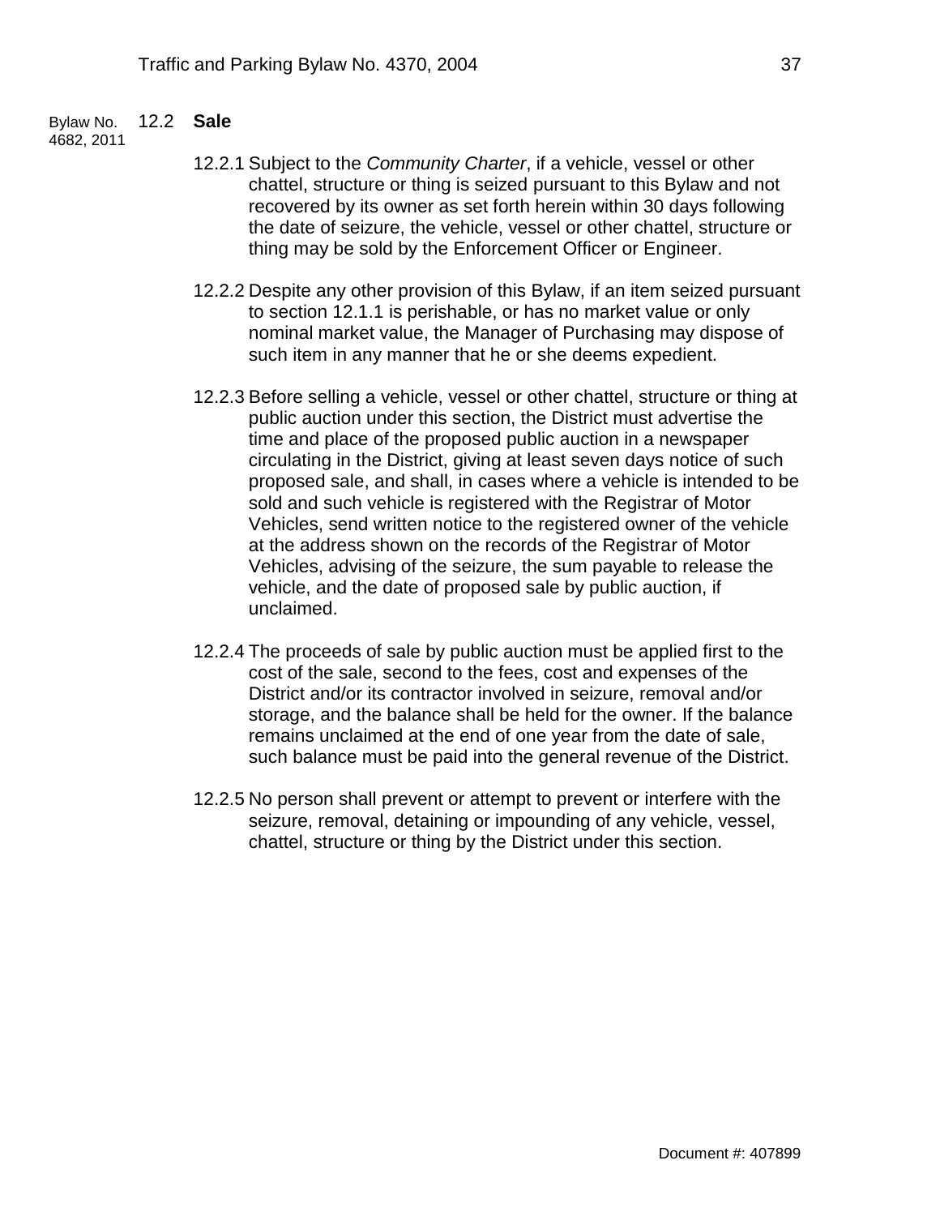Bylaw No. 4682, 2011

### 12.2 **Sale**

12.2.1 Subject to the *Community Charter*, if a vehicle, vessel or other chattel, structure or thing is seized pursuant to this Bylaw and not recovered by its owner as set forth herein within 30 days following the date of seizure, the vehicle, vessel or other chattel, structure or thing may be sold by the Enforcement Officer or Engineer.

12.2.2 Despite any other provision of this Bylaw, if an item seized pursuant to section 12.1.1 is perishable, or has no market value or only nominal market value, the Manager of Purchasing may dispose of such item in any manner that he or she deems expedient.

12.2.3 Before selling a vehicle, vessel or other chattel, structure or thing at public auction under this section, the District must advertise the time and place of the proposed public auction in a newspaper circulating in the District, giving at least seven days notice of such proposed sale, and shall, in cases where a vehicle is intended to be sold and such vehicle is registered with the Registrar of Motor Vehicles, send written notice to the registered owner of the vehicle at the address shown on the records of the Registrar of Motor Vehicles, advising of the seizure, the sum payable to release the vehicle, and the date of proposed sale by public auction, if unclaimed.

12.2.4 The proceeds of sale by public auction must be applied first to the cost of the sale, second to the fees, cost and expenses of the District and/or its contractor involved in seizure, removal and/or storage, and the balance shall be held for the owner. If the balance remains unclaimed at the end of one year from the date of sale, such balance must be paid into the general revenue of the District.

12.2.5 No person shall prevent or attempt to prevent or interfere with the seizure, removal, detaining or impounding of any vehicle, vessel, chattel, structure or thing by the District under this section.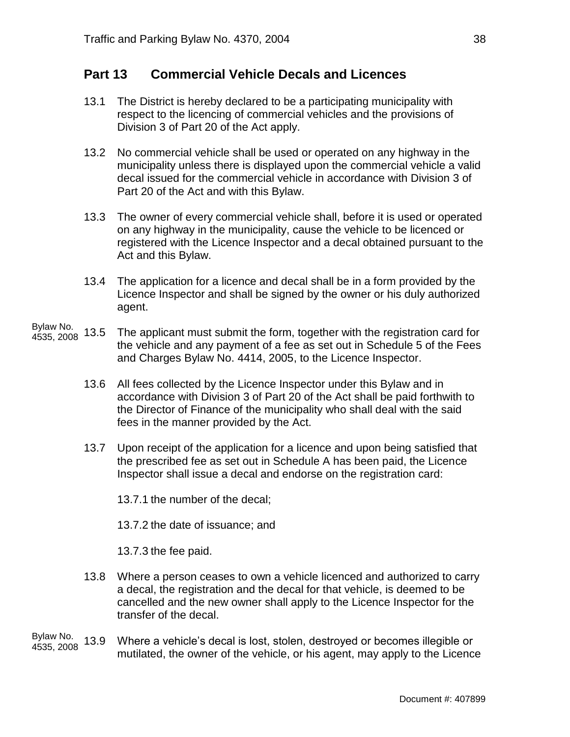## Part 13 Commercial Vehicle Decals and Licences

13.1 The District is hereby declared to be a participating municipality with respect to the licencing of commercial vehicles and the provisions of Division 3 of Part 20 of the Act apply.

13.2 No commercial vehicle shall be used or operated on any highway in the municipality unless there is displayed upon the commercial vehicle a valid decal issued for the commercial vehicle in accordance with Division 3 of Part 20 of the Act and with this Bylaw.

13.3 The owner of every commercial vehicle shall, before it is used or operated on any highway in the municipality, cause the vehicle to be licenced or registered with the Licence Inspector and a decal obtained pursuant to the Act and this Bylaw.

13.4 The application for a licence and decal shall be in a form provided by the Licence Inspector and shall be signed by the owner or his duly authorized agent.

Bylaw No. 4535, 2008

13.5 The applicant must submit the form, together with the registration card for the vehicle and any payment of a fee as set out in Schedule 5 of the Fees and Charges Bylaw No. 4414, 2005, to the Licence Inspector.

13.6 All fees collected by the Licence Inspector under this Bylaw and in accordance with Division 3 of Part 20 of the Act shall be paid forthwith to the Director of Finance of the municipality who shall deal with the said fees in the manner provided by the Act.

13.7 Upon receipt of the application for a licence and upon being satisfied that the prescribed fee as set out in Schedule A has been paid, the Licence Inspector shall issue a decal and endorse on the registration card:

13.7.1 the number of the decal;

13.7.2 the date of issuance; and

13.7.3 the fee paid.

13.8 Where a person ceases to own a vehicle licenced and authorized to carry a decal, the registration and the decal for that vehicle, is deemed to be cancelled and the new owner shall apply to the Licence Inspector for the transfer of the decal.

Bylaw No. 4535, 2008

13.9 Where a vehicle's decal is lost, stolen, destroyed or becomes illegible or mutilated, the owner of the vehicle, or his agent, may apply to the Licence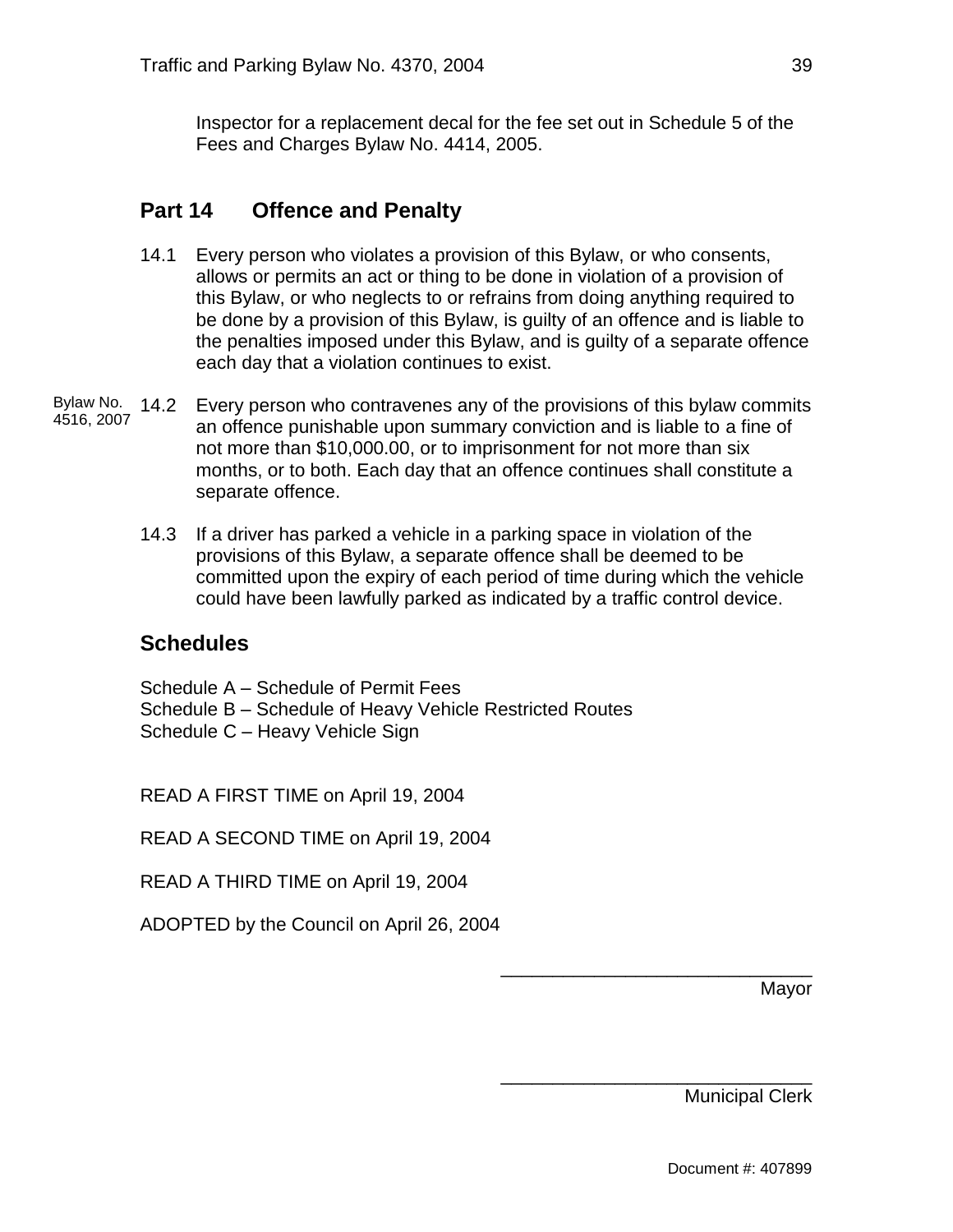Inspector for a replacement decal for the fee set out in Schedule 5 of the Fees and Charges Bylaw No. 4414, 2005.

## Part 14 Offence and Penalty

14.1 Every person who violates a provision of this Bylaw, or who consents, allows or permits an act or thing to be done in violation of a provision of this Bylaw, or who neglects to or refrains from doing anything required to be done by a provision of this Bylaw, is guilty of an offence and is liable to the penalties imposed under this Bylaw, and is guilty of a separate offence each day that a violation continues to exist.

Bylaw No. 4516, 2007

14.2 Every person who contravenes any of the provisions of this bylaw commits an offence punishable upon summary conviction and is liable to a fine of not more than $10,000.00, or to imprisonment for not more than six months, or to both. Each day that an offence continues shall constitute a separate offence.

14.3 If a driver has parked a vehicle in a parking space in violation of the provisions of this Bylaw, a separate offence shall be deemed to be committed upon the expiry of each period of time during which the vehicle could have been lawfully parked as indicated by a traffic control device.

## Schedules

Schedule A – Schedule of Permit Fees
Schedule B – Schedule of Heavy Vehicle Restricted Routes
Schedule C – Heavy Vehicle Sign

READ A FIRST TIME on April 19, 2004

READ A SECOND TIME on April 19, 2004

READ A THIRD TIME on April 19, 2004

ADOPTED by the Council on April 26, 2004

______________________________
Mayor

______________________________
Municipal Clerk

Document #: 407899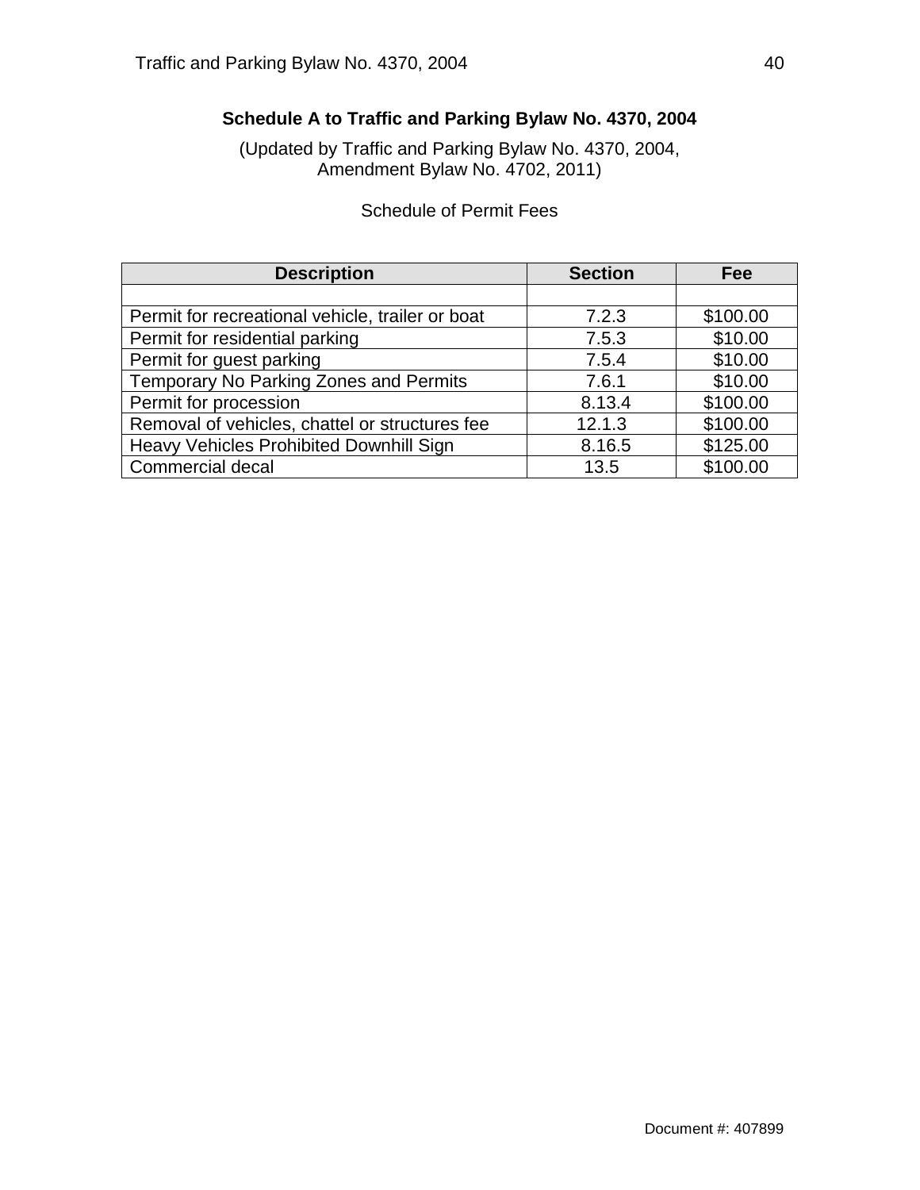## Schedule A to Traffic and Parking Bylaw No. 4370, 2004

(Updated by Traffic and Parking Bylaw No. 4370, 2004,
Amendment Bylaw No. 4702, 2011)

Schedule of Permit Fees

| Description | Section | Fee |
|---|---|---|
| | | |
| Permit for recreational vehicle, trailer or boat | 7.2.3 | $100.00 |
| Permit for residential parking | 7.5.3 | $10.00 |
| Permit for guest parking | 7.5.4 | $10.00 |
| Temporary No Parking Zones and Permits | 7.6.1 | $10.00 |
| Permit for procession | 8.13.4 | $100.00 |
| Removal of vehicles, chattel or structures fee | 12.1.3 | $100.00 |
| Heavy Vehicles Prohibited Downhill Sign | 8.16.5 | $125.00 |
| Commercial decal | 13.5 | $100.00 |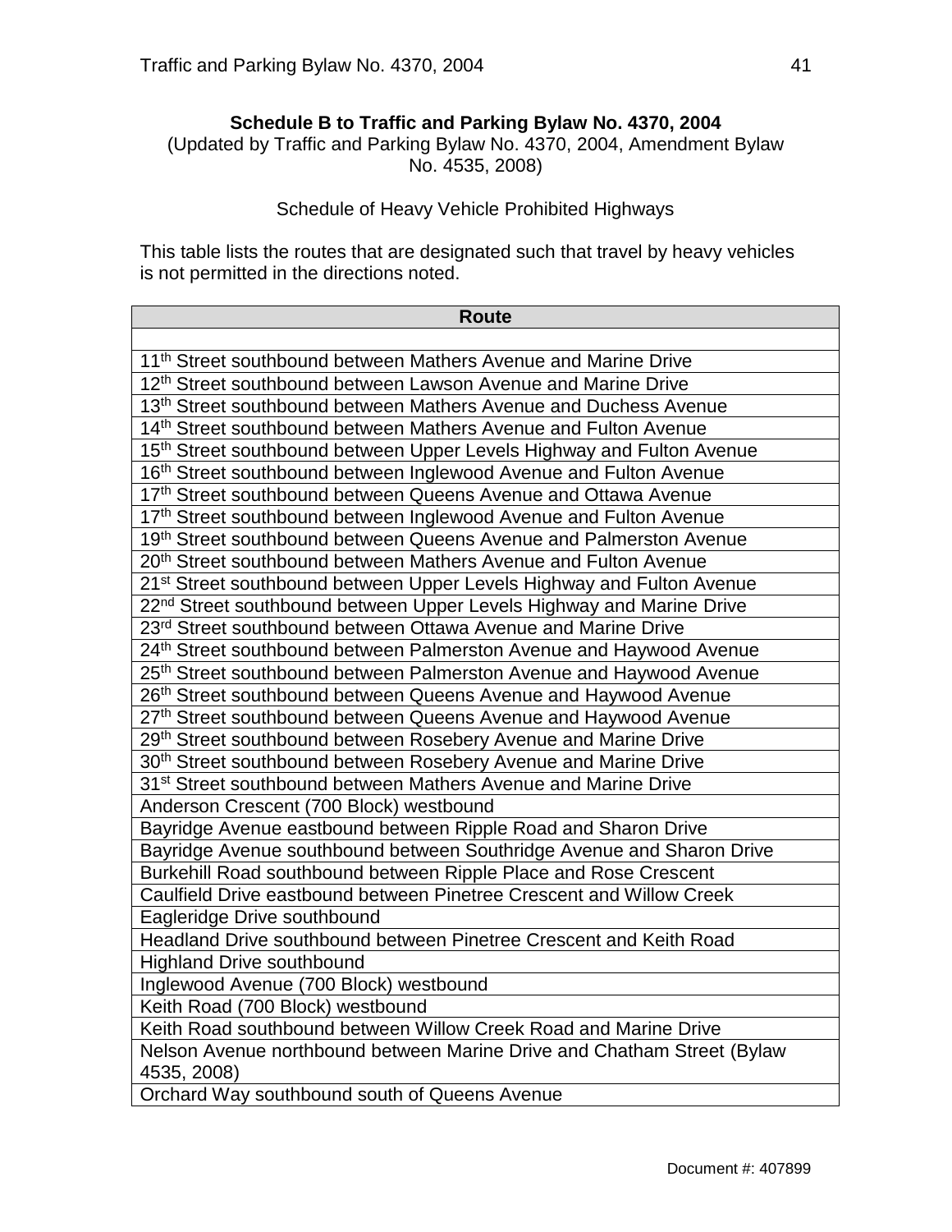**Schedule B to Traffic and Parking Bylaw No. 4370, 2004**
(Updated by Traffic and Parking Bylaw No. 4370, 2004, Amendment Bylaw No. 4535, 2008)

Schedule of Heavy Vehicle Prohibited Highways

This table lists the routes that are designated such that travel by heavy vehicles is not permitted in the directions noted.

| Route |
|---|
| |
| 11th Street southbound between Mathers Avenue and Marine Drive |
| 12th Street southbound between Lawson Avenue and Marine Drive |
| 13th Street southbound between Mathers Avenue and Duchess Avenue |
| 14th Street southbound between Mathers Avenue and Fulton Avenue |
| 15th Street southbound between Upper Levels Highway and Fulton Avenue |
| 16th Street southbound between Inglewood Avenue and Fulton Avenue |
| 17th Street southbound between Queens Avenue and Ottawa Avenue |
| 17th Street southbound between Inglewood Avenue and Fulton Avenue |
| 19th Street southbound between Queens Avenue and Palmerston Avenue |
| 20th Street southbound between Mathers Avenue and Fulton Avenue |
| 21st Street southbound between Upper Levels Highway and Fulton Avenue |
| 22nd Street southbound between Upper Levels Highway and Marine Drive |
| 23rd Street southbound between Ottawa Avenue and Marine Drive |
| 24th Street southbound between Palmerston Avenue and Haywood Avenue |
| 25th Street southbound between Palmerston Avenue and Haywood Avenue |
| 26th Street southbound between Queens Avenue and Haywood Avenue |
| 27th Street southbound between Queens Avenue and Haywood Avenue |
| 29th Street southbound between Rosebery Avenue and Marine Drive |
| 30th Street southbound between Rosebery Avenue and Marine Drive |
| 31st Street southbound between Mathers Avenue and Marine Drive |
| Anderson Crescent (700 Block) westbound |
| Bayridge Avenue eastbound between Ripple Road and Sharon Drive |
| Bayridge Avenue southbound between Southridge Avenue and Sharon Drive |
| Burkehill Road southbound between Ripple Place and Rose Crescent |
| Caulfield Drive eastbound between Pinetree Crescent and Willow Creek |
| Eagleridge Drive southbound |
| Headland Drive southbound between Pinetree Crescent and Keith Road |
| Highland Drive southbound |
| Inglewood Avenue (700 Block) westbound |
| Keith Road (700 Block) westbound |
| Keith Road southbound between Willow Creek Road and Marine Drive |
| Nelson Avenue northbound between Marine Drive and Chatham Street (Bylaw 4535, 2008) |
| Orchard Way southbound south of Queens Avenue |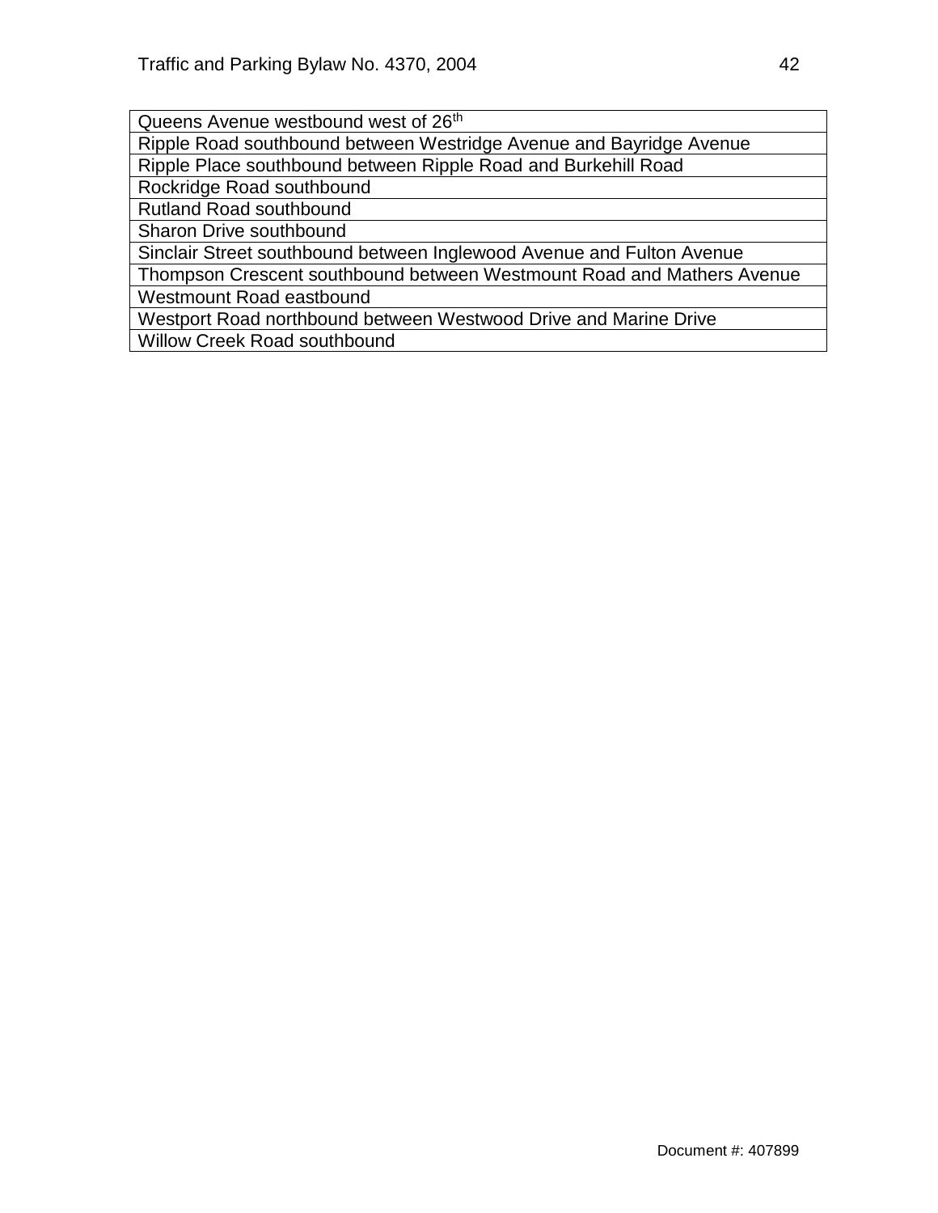| |
|---|
| Queens Avenue westbound west of 26th |
| Ripple Road southbound between Westridge Avenue and Bayridge Avenue |
| Ripple Place southbound between Ripple Road and Burkehill Road |
| Rockridge Road southbound |
| Rutland Road southbound |
| Sharon Drive southbound |
| Sinclair Street southbound between Inglewood Avenue and Fulton Avenue |
| Thompson Crescent southbound between Westmount Road and Mathers Avenue |
| Westmount Road eastbound |
| Westport Road northbound between Westwood Drive and Marine Drive |
| Willow Creek Road southbound |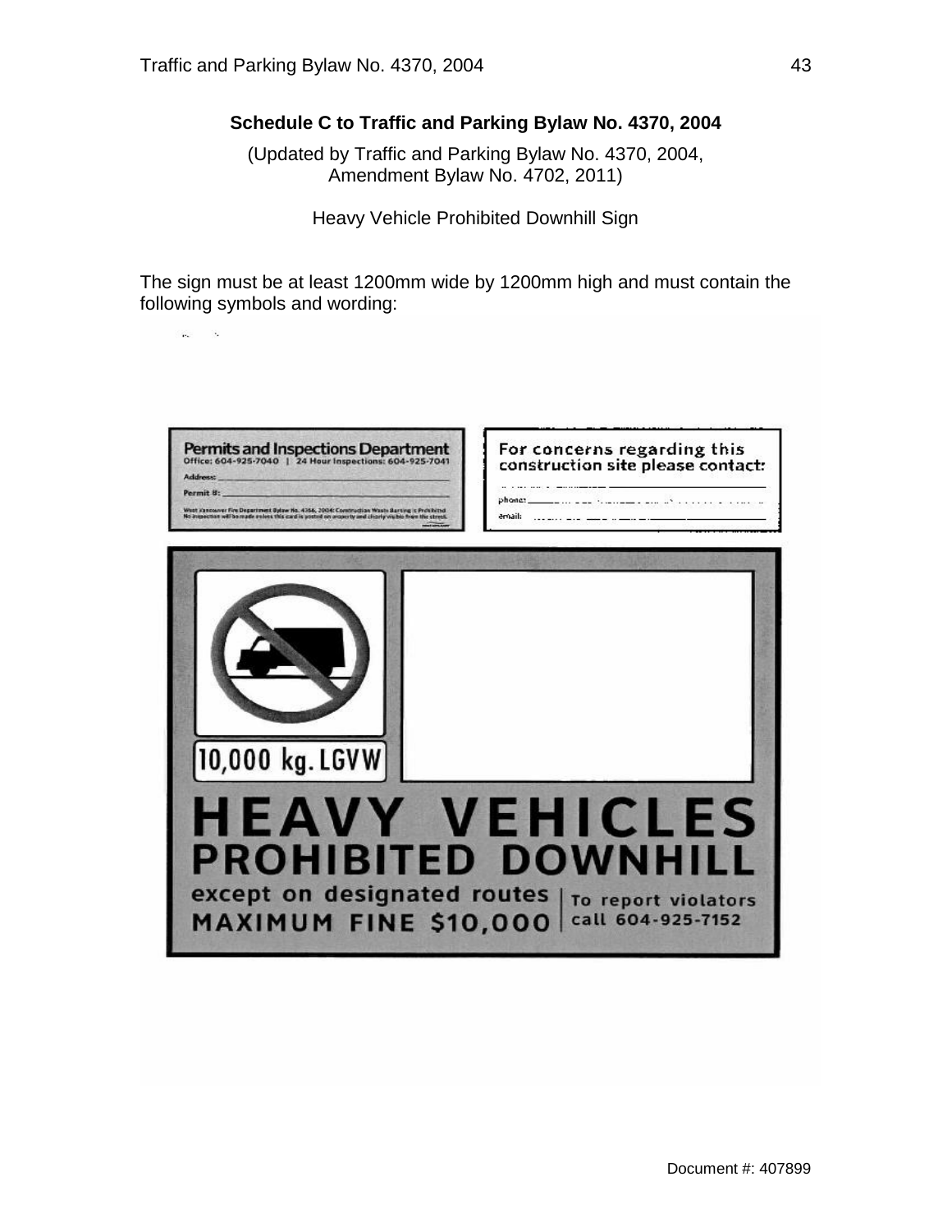## Schedule C to Traffic and Parking Bylaw No. 4370, 2004

(Updated by Traffic and Parking Bylaw No. 4370, 2004, Amendment Bylaw No. 4702, 2011)

Heavy Vehicle Prohibited Downhill Sign

The sign must be at least 1200mm wide by 1200mm high and must contain the following symbols and wording:

Permits and Inspections Department
Office: 604-925-7040 | 24 Hour Inspections: 604-925-7041
Address:
Permit #:

For concerns regarding this construction site please contact:
phone:
email:

10,000 kg. LGVW

HEAVY VEHICLES
PROHIBITED DOWNHILL
except on designated routes
MAXIMUM FINE $10,000
To report violators call 604-925-7152

Document #: 407899